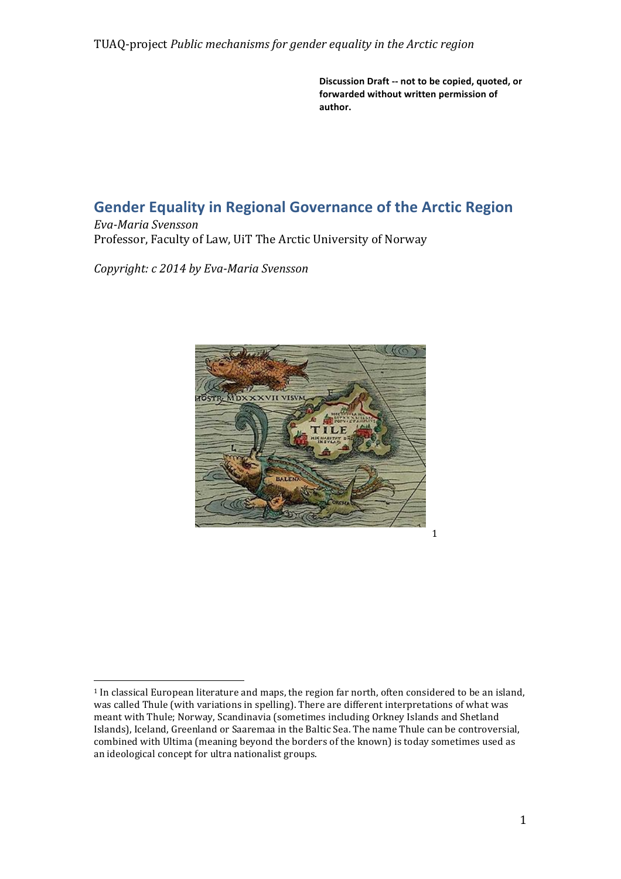TUAQ-project *Public mechanisms for gender equality in the Arctic region*

**Discussion Draft -- not to be copied, quoted, or forwarded without written permission of author.**

# Gender Equality in Regional Governance of the Arctic Region

*Eva-Maria Svensson*
Professor, Faculty of Law, UiT The Arctic University of Norway

*Copyright: c 2014 by Eva-Maria Svensson*

[1]

[1] In classical European literature and maps, the region far north, often considered to be an island, was called Thule (with variations in spelling). There are different interpretations of what was meant with Thule; Norway, Scandinavia (sometimes including Orkney Islands and Shetland Islands), Iceland, Greenland or Saaremaa in the Baltic Sea. The name Thule can be controversial, combined with Ultima (meaning beyond the borders of the known) is today sometimes used as an ideological concept for ultra nationalist groups.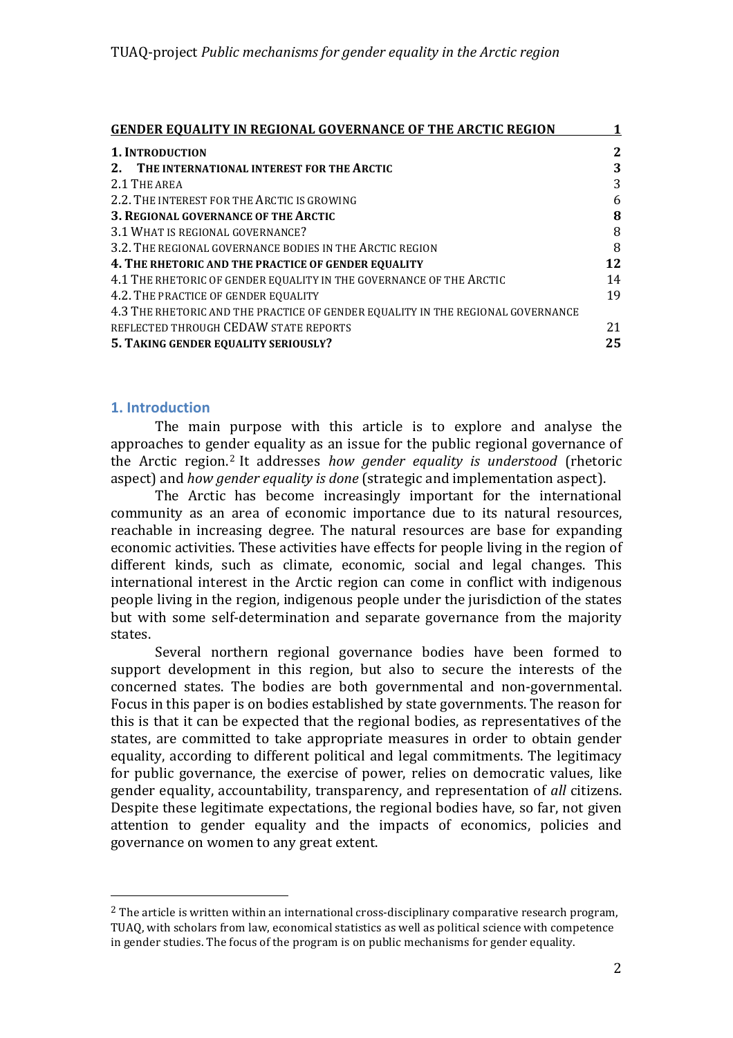| GENDER EQUALITY IN REGIONAL GOVERNANCE OF THE ARCTIC REGION | 1 |
|---|---|
| **1. INTRODUCTION** | **2** |
| **2. THE INTERNATIONAL INTEREST FOR THE ARCTIC** | **3** |
| 2.1 THE AREA | 3 |
| 2.2. THE INTEREST FOR THE ARCTIC IS GROWING | 6 |
| **3. REGIONAL GOVERNANCE OF THE ARCTIC** | **8** |
| 3.1 WHAT IS REGIONAL GOVERNANCE? | 8 |
| 3.2. THE REGIONAL GOVERNANCE BODIES IN THE ARCTIC REGION | 8 |
| **4. THE RHETORIC AND THE PRACTICE OF GENDER EQUALITY** | **12** |
| 4.1 THE RHETORIC OF GENDER EQUALITY IN THE GOVERNANCE OF THE ARCTIC | 14 |
| 4.2. THE PRACTICE OF GENDER EQUALITY | 19 |
| 4.3 THE RHETORIC AND THE PRACTICE OF GENDER EQUALITY IN THE REGIONAL GOVERNANCE REFLECTED THROUGH CEDAW STATE REPORTS | 21 |
| **5. TAKING GENDER EQUALITY SERIOUSLY?** | **25** |

## 1. Introduction

The main purpose with this article is to explore and analyse the approaches to gender equality as an issue for the public regional governance of the Arctic region.[2] It addresses *how gender equality is understood* (rhetoric aspect) and *how gender equality is done* (strategic and implementation aspect).

The Arctic has become increasingly important for the international community as an area of economic importance due to its natural resources, reachable in increasing degree. The natural resources are base for expanding economic activities. These activities have effects for people living in the region of different kinds, such as climate, economic, social and legal changes. This international interest in the Arctic region can come in conflict with indigenous people living in the region, indigenous people under the jurisdiction of the states but with some self-determination and separate governance from the majority states.

Several northern regional governance bodies have been formed to support development in this region, but also to secure the interests of the concerned states. The bodies are both governmental and non-governmental. Focus in this paper is on bodies established by state governments. The reason for this is that it can be expected that the regional bodies, as representatives of the states, are committed to take appropriate measures in order to obtain gender equality, according to different political and legal commitments. The legitimacy for public governance, the exercise of power, relies on democratic values, like gender equality, accountability, transparency, and representation of *all* citizens. Despite these legitimate expectations, the regional bodies have, so far, not given attention to gender equality and the impacts of economics, policies and governance on women to any great extent.

[2] The article is written within an international cross-disciplinary comparative research program, TUAQ, with scholars from law, economical statistics as well as political science with competence in gender studies. The focus of the program is on public mechanisms for gender equality.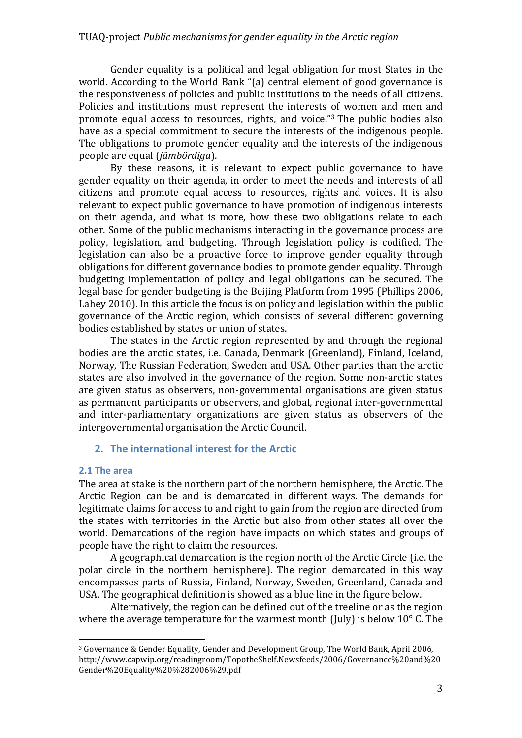Gender equality is a political and legal obligation for most States in the world. According to the World Bank "(a) central element of good governance is the responsiveness of policies and public institutions to the needs of all citizens. Policies and institutions must represent the interests of women and men and promote equal access to resources, rights, and voice."[3] The public bodies also have as a special commitment to secure the interests of the indigenous people. The obligations to promote gender equality and the interests of the indigenous people are equal (*jämbördiga*).

By these reasons, it is relevant to expect public governance to have gender equality on their agenda, in order to meet the needs and interests of all citizens and promote equal access to resources, rights and voices. It is also relevant to expect public governance to have promotion of indigenous interests on their agenda, and what is more, how these two obligations relate to each other. Some of the public mechanisms interacting in the governance process are policy, legislation, and budgeting. Through legislation policy is codified. The legislation can also be a proactive force to improve gender equality through obligations for different governance bodies to promote gender equality. Through budgeting implementation of policy and legal obligations can be secured. The legal base for gender budgeting is the Beijing Platform from 1995 (Phillips 2006, Lahey 2010). In this article the focus is on policy and legislation within the public governance of the Arctic region, which consists of several different governing bodies established by states or union of states.

The states in the Arctic region represented by and through the regional bodies are the arctic states, i.e. Canada, Denmark (Greenland), Finland, Iceland, Norway, The Russian Federation, Sweden and USA. Other parties than the arctic states are also involved in the governance of the region. Some non-arctic states are given status as observers, non-governmental organisations are given status as permanent participants or observers, and global, regional inter-governmental and inter-parliamentary organizations are given status as observers of the intergovernmental organisation the Arctic Council.

## 2. The international interest for the Arctic

### 2.1 The area

The area at stake is the northern part of the northern hemisphere, the Arctic. The Arctic Region can be and is demarcated in different ways. The demands for legitimate claims for access to and right to gain from the region are directed from the states with territories in the Arctic but also from other states all over the world. Demarcations of the region have impacts on which states and groups of people have the right to claim the resources.

A geographical demarcation is the region north of the Arctic Circle (i.e. the polar circle in the northern hemisphere). The region demarcated in this way encompasses parts of Russia, Finland, Norway, Sweden, Greenland, Canada and USA. The geographical definition is showed as a blue line in the figure below.

Alternatively, the region can be defined out of the treeline or as the region where the average temperature for the warmest month (July) is below 10° C. The

[3] Governance & Gender Equality, Gender and Development Group, The World Bank, April 2006, http://www.capwip.org/readingroom/TopotheShelf.Newsfeeds/2006/Governance%20and%20Gender%20Equality%20%282006%29.pdf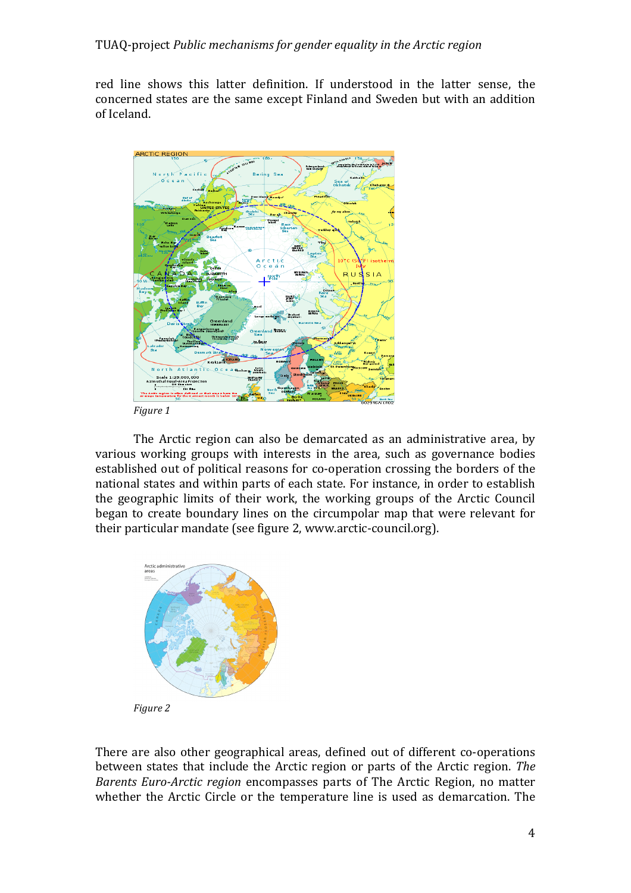red line shows this latter definition. If understood in the latter sense, the concerned states are the same except Finland and Sweden but with an addition of Iceland.

*Figure 1*

The Arctic region can also be demarcated as an administrative area, by various working groups with interests in the area, such as governance bodies established out of political reasons for co-operation crossing the borders of the national states and within parts of each state. For instance, in order to establish the geographic limits of their work, the working groups of the Arctic Council began to create boundary lines on the circumpolar map that were relevant for their particular mandate (see figure 2, www.arctic-council.org).

*Figure 2*

There are also other geographical areas, defined out of different co-operations between states that include the Arctic region or parts of the Arctic region. *The Barents Euro-Arctic region* encompasses parts of The Arctic Region, no matter whether the Arctic Circle or the temperature line is used as demarcation. The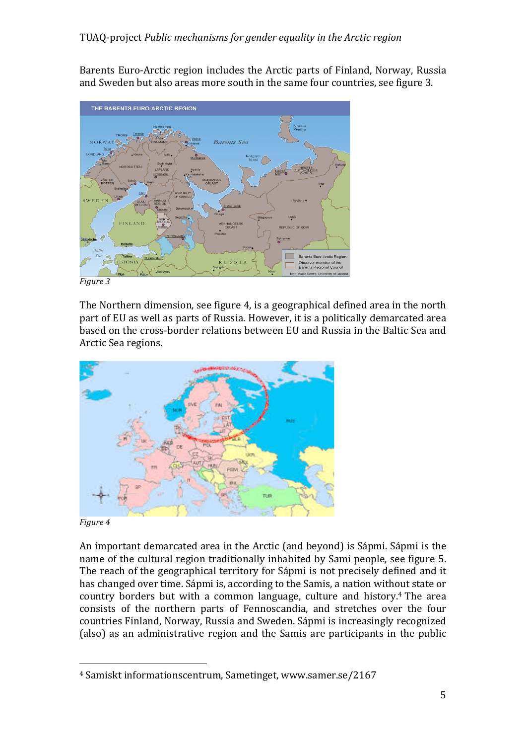Barents Euro-Arctic region includes the Arctic parts of Finland, Norway, Russia and Sweden but also areas more south in the same four countries, see figure 3.

*Figure 3*

The Northern dimension, see figure 4, is a geographical defined area in the north part of EU as well as parts of Russia. However, it is a politically demarcated area based on the cross-border relations between EU and Russia in the Baltic Sea and Arctic Sea regions.

*Figure 4*

An important demarcated area in the Arctic (and beyond) is Sápmi. Sápmi is the name of the cultural region traditionally inhabited by Sami people, see figure 5. The reach of the geographical territory for Sápmi is not precisely defined and it has changed over time. Sápmi is, according to the Samis, a nation without state or country borders but with a common language, culture and history.[4] The area consists of the northern parts of Fennoscandia, and stretches over the four countries Finland, Norway, Russia and Sweden. Sápmi is increasingly recognized (also) as an administrative region and the Samis are participants in the public

[4] Samiskt informationscentrum, Sametinget, www.samer.se/2167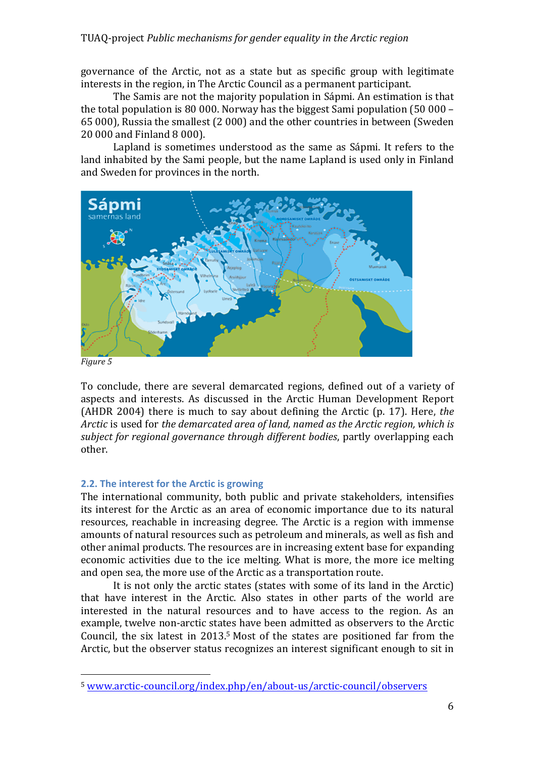governance of the Arctic, not as a state but as specific group with legitimate interests in the region, in The Arctic Council as a permanent participant.

The Samis are not the majority population in Sápmi. An estimation is that the total population is 80 000. Norway has the biggest Sami population (50 000 – 65 000), Russia the smallest (2 000) and the other countries in between (Sweden 20 000 and Finland 8 000).

Lapland is sometimes understood as the same as Sápmi. It refers to the land inhabited by the Sami people, but the name Lapland is used only in Finland and Sweden for provinces in the north.

*Figure 5*

To conclude, there are several demarcated regions, defined out of a variety of aspects and interests. As discussed in the Arctic Human Development Report (AHDR 2004) there is much to say about defining the Arctic (p. 17). Here, *the Arctic* is used for *the demarcated area of land, named as the Arctic region, which is subject for regional governance through different bodies*, partly overlapping each other.

## 2.2. The interest for the Arctic is growing

The international community, both public and private stakeholders, intensifies its interest for the Arctic as an area of economic importance due to its natural resources, reachable in increasing degree. The Arctic is a region with immense amounts of natural resources such as petroleum and minerals, as well as fish and other animal products. The resources are in increasing extent base for expanding economic activities due to the ice melting. What is more, the more ice melting and open sea, the more use of the Arctic as a transportation route.

It is not only the arctic states (states with some of its land in the Arctic) that have interest in the Arctic. Also states in other parts of the world are interested in the natural resources and to have access to the region. As an example, twelve non-arctic states have been admitted as observers to the Arctic Council, the six latest in 2013.[5] Most of the states are positioned far from the Arctic, but the observer status recognizes an interest significant enough to sit in

[5] www.arctic-council.org/index.php/en/about-us/arctic-council/observers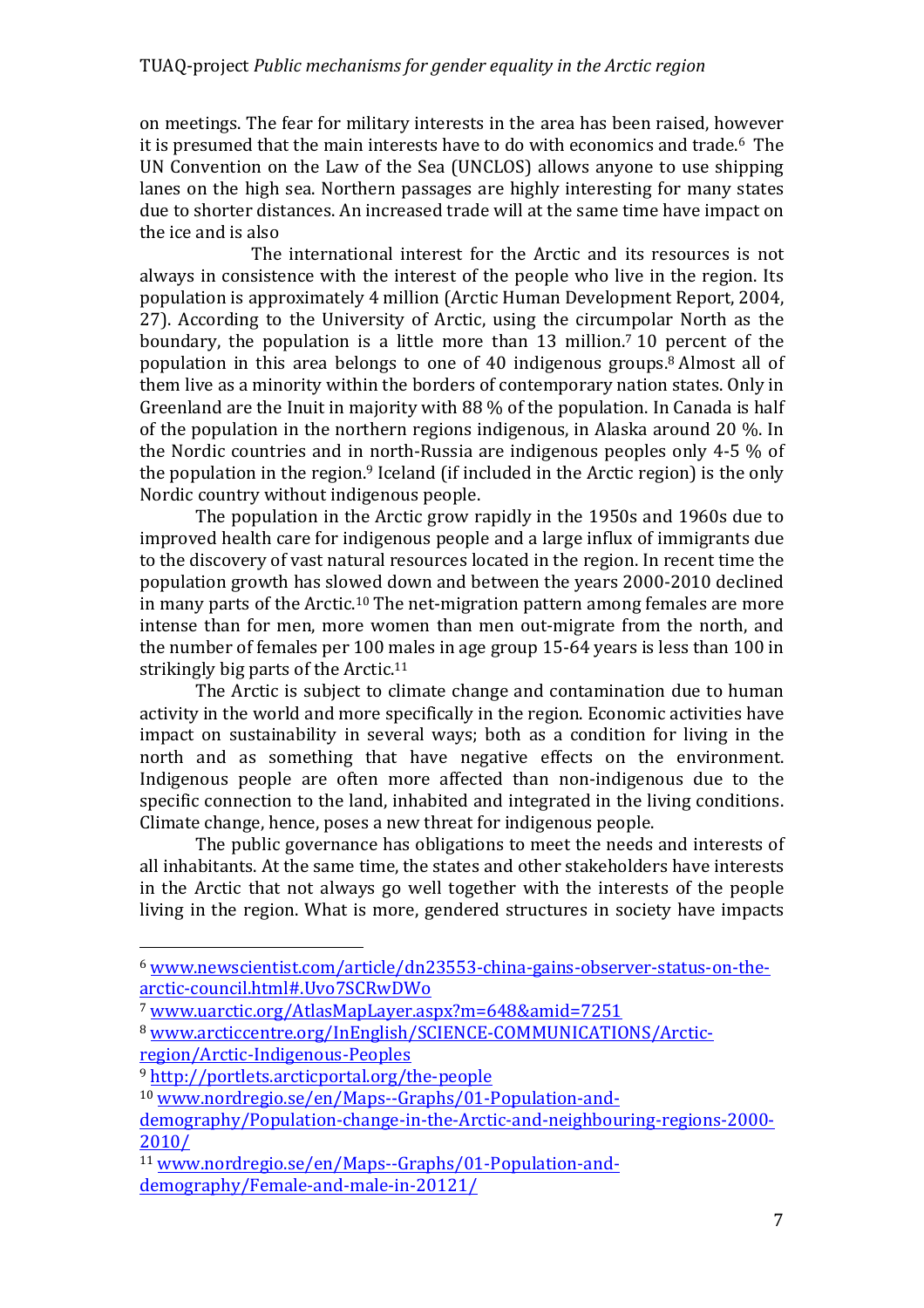on meetings. The fear for military interests in the area has been raised, however it is presumed that the main interests have to do with economics and trade.[6] The UN Convention on the Law of the Sea (UNCLOS) allows anyone to use shipping lanes on the high sea. Northern passages are highly interesting for many states due to shorter distances. An increased trade will at the same time have impact on the ice and is also

The international interest for the Arctic and its resources is not always in consistence with the interest of the people who live in the region. Its population is approximately 4 million (Arctic Human Development Report, 2004, 27). According to the University of Arctic, using the circumpolar North as the boundary, the population is a little more than 13 million.[7] 10 percent of the population in this area belongs to one of 40 indigenous groups.[8] Almost all of them live as a minority within the borders of contemporary nation states. Only in Greenland are the Inuit in majority with 88 % of the population. In Canada is half of the population in the northern regions indigenous, in Alaska around 20 %. In the Nordic countries and in north-Russia are indigenous peoples only 4-5 % of the population in the region.[9] Iceland (if included in the Arctic region) is the only Nordic country without indigenous people.

The population in the Arctic grow rapidly in the 1950s and 1960s due to improved health care for indigenous people and a large influx of immigrants due to the discovery of vast natural resources located in the region. In recent time the population growth has slowed down and between the years 2000-2010 declined in many parts of the Arctic.[10] The net-migration pattern among females are more intense than for men, more women than men out-migrate from the north, and the number of females per 100 males in age group 15-64 years is less than 100 in strikingly big parts of the Arctic.[11]

The Arctic is subject to climate change and contamination due to human activity in the world and more specifically in the region. Economic activities have impact on sustainability in several ways; both as a condition for living in the north and as something that have negative effects on the environment. Indigenous people are often more affected than non-indigenous due to the specific connection to the land, inhabited and integrated in the living conditions. Climate change, hence, poses a new threat for indigenous people.

The public governance has obligations to meet the needs and interests of all inhabitants. At the same time, the states and other stakeholders have interests in the Arctic that not always go well together with the interests of the people living in the region. What is more, gendered structures in society have impacts

---

[6] www.newscientist.com/article/dn23553-china-gains-observer-status-on-the-arctic-council.html#.Uvo7SCRwDWo

[7] www.uarctic.org/AtlasMapLayer.aspx?m=648&amid=7251

[8] www.arcticcentre.org/InEnglish/SCIENCE-COMMUNICATIONS/Arctic-region/Arctic-Indigenous-Peoples

[9] http://portlets.arcticportal.org/the-people

[10] www.nordregio.se/en/Maps--Graphs/01-Population-and-demography/Population-change-in-the-Arctic-and-neighbouring-regions-2000-2010/

[11] www.nordregio.se/en/Maps--Graphs/01-Population-and-demography/Female-and-male-in-20121/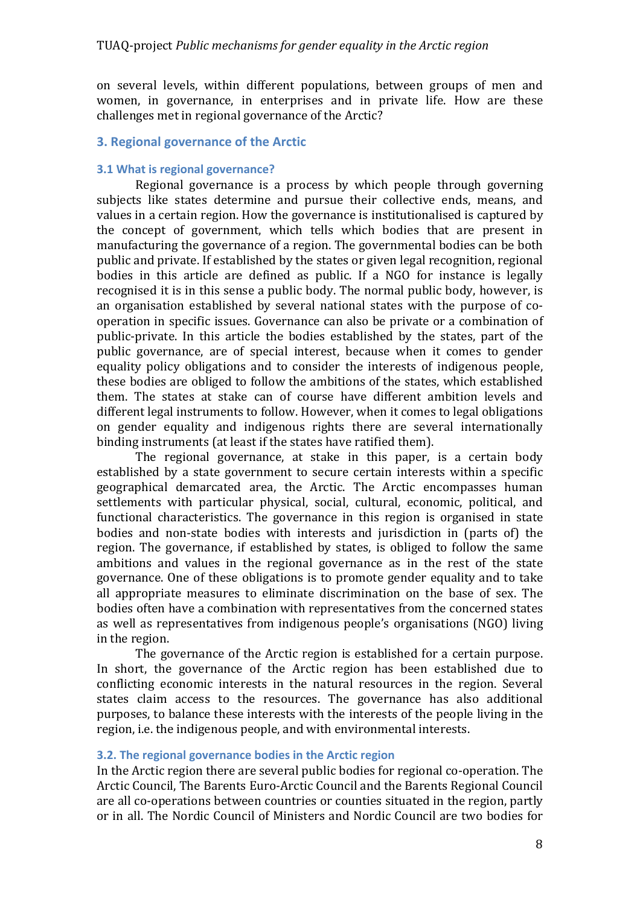on several levels, within different populations, between groups of men and women, in governance, in enterprises and in private life. How are these challenges met in regional governance of the Arctic?

## 3. Regional governance of the Arctic

### 3.1 What is regional governance?

Regional governance is a process by which people through governing subjects like states determine and pursue their collective ends, means, and values in a certain region. How the governance is institutionalised is captured by the concept of government, which tells which bodies that are present in manufacturing the governance of a region. The governmental bodies can be both public and private. If established by the states or given legal recognition, regional bodies in this article are defined as public. If a NGO for instance is legally recognised it is in this sense a public body. The normal public body, however, is an organisation established by several national states with the purpose of co-operation in specific issues. Governance can also be private or a combination of public-private. In this article the bodies established by the states, part of the public governance, are of special interest, because when it comes to gender equality policy obligations and to consider the interests of indigenous people, these bodies are obliged to follow the ambitions of the states, which established them. The states at stake can of course have different ambition levels and different legal instruments to follow. However, when it comes to legal obligations on gender equality and indigenous rights there are several internationally binding instruments (at least if the states have ratified them).

The regional governance, at stake in this paper, is a certain body established by a state government to secure certain interests within a specific geographical demarcated area, the Arctic. The Arctic encompasses human settlements with particular physical, social, cultural, economic, political, and functional characteristics. The governance in this region is organised in state bodies and non-state bodies with interests and jurisdiction in (parts of) the region. The governance, if established by states, is obliged to follow the same ambitions and values in the regional governance as in the rest of the state governance. One of these obligations is to promote gender equality and to take all appropriate measures to eliminate discrimination on the base of sex. The bodies often have a combination with representatives from the concerned states as well as representatives from indigenous people's organisations (NGO) living in the region.

The governance of the Arctic region is established for a certain purpose. In short, the governance of the Arctic region has been established due to conflicting economic interests in the natural resources in the region. Several states claim access to the resources. The governance has also additional purposes, to balance these interests with the interests of the people living in the region, i.e. the indigenous people, and with environmental interests.

### 3.2. The regional governance bodies in the Arctic region

In the Arctic region there are several public bodies for regional co-operation. The Arctic Council, The Barents Euro-Arctic Council and the Barents Regional Council are all co-operations between countries or counties situated in the region, partly or in all. The Nordic Council of Ministers and Nordic Council are two bodies for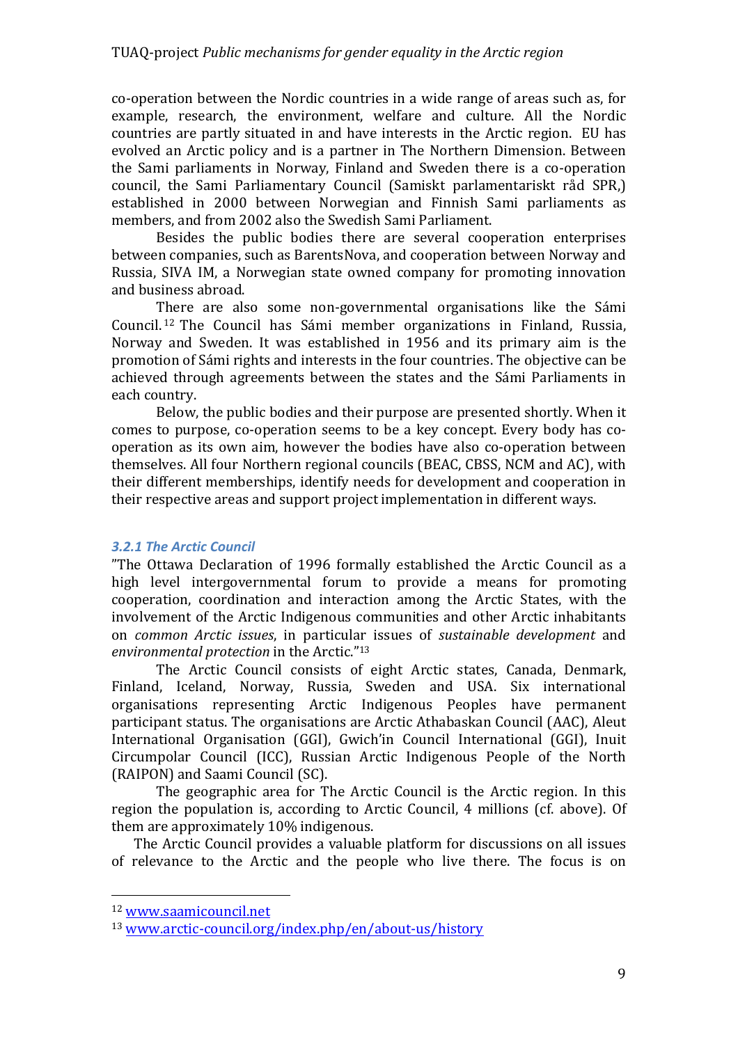co-operation between the Nordic countries in a wide range of areas such as, for example, research, the environment, welfare and culture. All the Nordic countries are partly situated in and have interests in the Arctic region. EU has evolved an Arctic policy and is a partner in The Northern Dimension. Between the Sami parliaments in Norway, Finland and Sweden there is a co-operation council, the Sami Parliamentary Council (Samiskt parlamentariskt råd SPR,) established in 2000 between Norwegian and Finnish Sami parliaments as members, and from 2002 also the Swedish Sami Parliament.

Besides the public bodies there are several cooperation enterprises between companies, such as BarentsNova, and cooperation between Norway and Russia, SIVA IM, a Norwegian state owned company for promoting innovation and business abroad.

There are also some non-governmental organisations like the Sámi Council.[12] The Council has Sámi member organizations in Finland, Russia, Norway and Sweden. It was established in 1956 and its primary aim is the promotion of Sámi rights and interests in the four countries. The objective can be achieved through agreements between the states and the Sámi Parliaments in each country.

Below, the public bodies and their purpose are presented shortly. When it comes to purpose, co-operation seems to be a key concept. Every body has co-operation as its own aim, however the bodies have also co-operation between themselves. All four Northern regional councils (BEAC, CBSS, NCM and AC), with their different memberships, identify needs for development and cooperation in their respective areas and support project implementation in different ways.

### *3.2.1 The Arctic Council*

"The Ottawa Declaration of 1996 formally established the Arctic Council as a high level intergovernmental forum to provide a means for promoting cooperation, coordination and interaction among the Arctic States, with the involvement of the Arctic Indigenous communities and other Arctic inhabitants on *common Arctic issues*, in particular issues of *sustainable development* and *environmental protection* in the Arctic."[13]

The Arctic Council consists of eight Arctic states, Canada, Denmark, Finland, Iceland, Norway, Russia, Sweden and USA. Six international organisations representing Arctic Indigenous Peoples have permanent participant status. The organisations are Arctic Athabaskan Council (AAC), Aleut International Organisation (GGI), Gwich'in Council International (GGI), Inuit Circumpolar Council (ICC), Russian Arctic Indigenous People of the North (RAIPON) and Saami Council (SC).

The geographic area for The Arctic Council is the Arctic region. In this region the population is, according to Arctic Council, 4 millions (cf. above). Of them are approximately 10% indigenous.

The Arctic Council provides a valuable platform for discussions on all issues of relevance to the Arctic and the people who live there. The focus is on

---

[12] www.saamicouncil.net

[13] www.arctic-council.org/index.php/en/about-us/history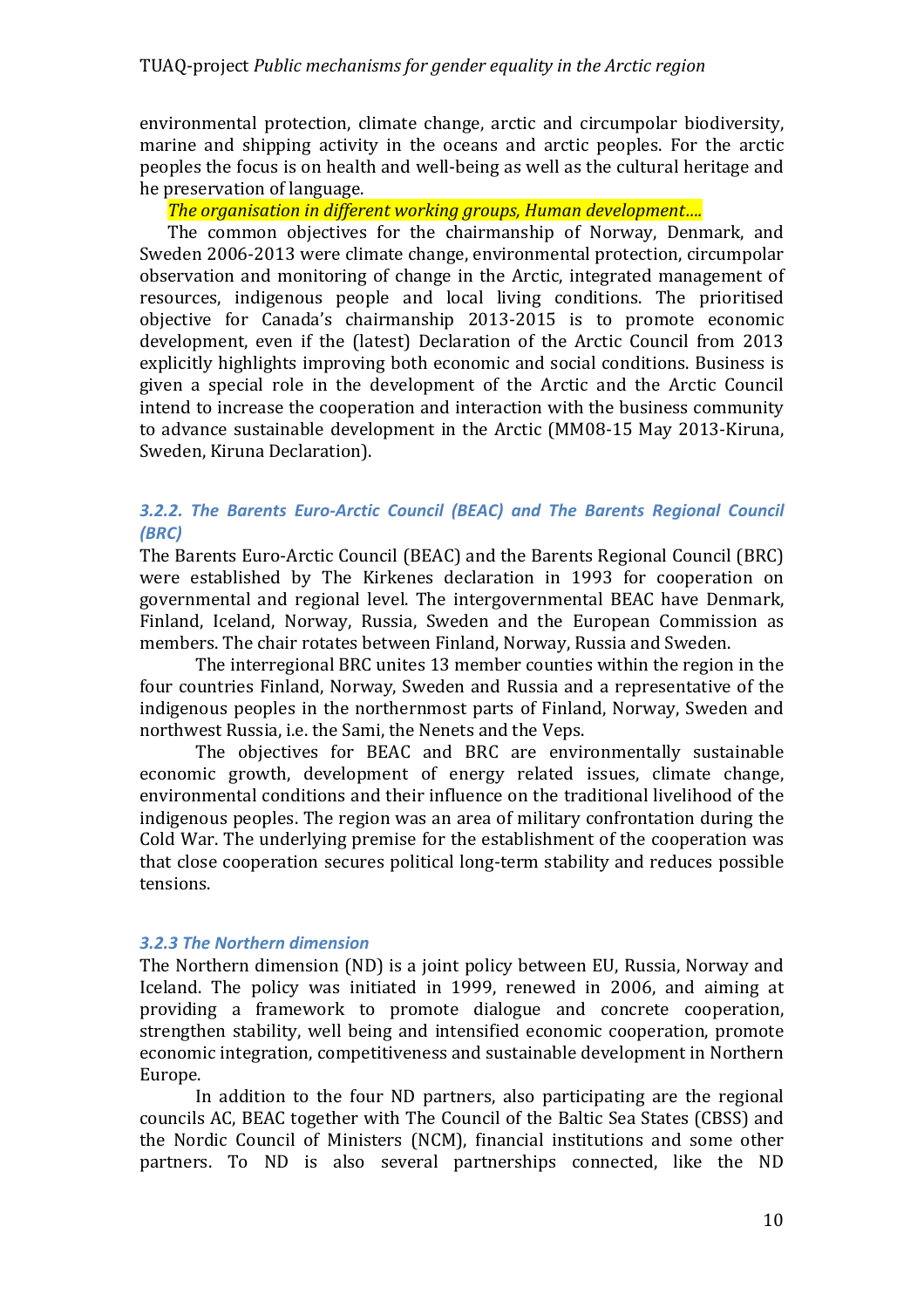environmental protection, climate change, arctic and circumpolar biodiversity, marine and shipping activity in the oceans and arctic peoples. For the arctic peoples the focus is on health and well-being as well as the cultural heritage and he preservation of language.

*The organisation in different working groups, Human development….*

The common objectives for the chairmanship of Norway, Denmark, and Sweden 2006-2013 were climate change, environmental protection, circumpolar observation and monitoring of change in the Arctic, integrated management of resources, indigenous people and local living conditions. The prioritised objective for Canada's chairmanship 2013-2015 is to promote economic development, even if the (latest) Declaration of the Arctic Council from 2013 explicitly highlights improving both economic and social conditions. Business is given a special role in the development of the Arctic and the Arctic Council intend to increase the cooperation and interaction with the business community to advance sustainable development in the Arctic (MM08-15 May 2013-Kiruna, Sweden, Kiruna Declaration).

### *3.2.2. The Barents Euro-Arctic Council (BEAC) and The Barents Regional Council (BRC)*

The Barents Euro-Arctic Council (BEAC) and the Barents Regional Council (BRC) were established by The Kirkenes declaration in 1993 for cooperation on governmental and regional level. The intergovernmental BEAC have Denmark, Finland, Iceland, Norway, Russia, Sweden and the European Commission as members. The chair rotates between Finland, Norway, Russia and Sweden.

The interregional BRC unites 13 member counties within the region in the four countries Finland, Norway, Sweden and Russia and a representative of the indigenous peoples in the northernmost parts of Finland, Norway, Sweden and northwest Russia, i.e. the Sami, the Nenets and the Veps.

The objectives for BEAC and BRC are environmentally sustainable economic growth, development of energy related issues, climate change, environmental conditions and their influence on the traditional livelihood of the indigenous peoples. The region was an area of military confrontation during the Cold War. The underlying premise for the establishment of the cooperation was that close cooperation secures political long-term stability and reduces possible tensions.

### *3.2.3 The Northern dimension*

The Northern dimension (ND) is a joint policy between EU, Russia, Norway and Iceland. The policy was initiated in 1999, renewed in 2006, and aiming at providing a framework to promote dialogue and concrete cooperation, strengthen stability, well being and intensified economic cooperation, promote economic integration, competitiveness and sustainable development in Northern Europe.

In addition to the four ND partners, also participating are the regional councils AC, BEAC together with The Council of the Baltic Sea States (CBSS) and the Nordic Council of Ministers (NCM), financial institutions and some other partners. To ND is also several partnerships connected, like the ND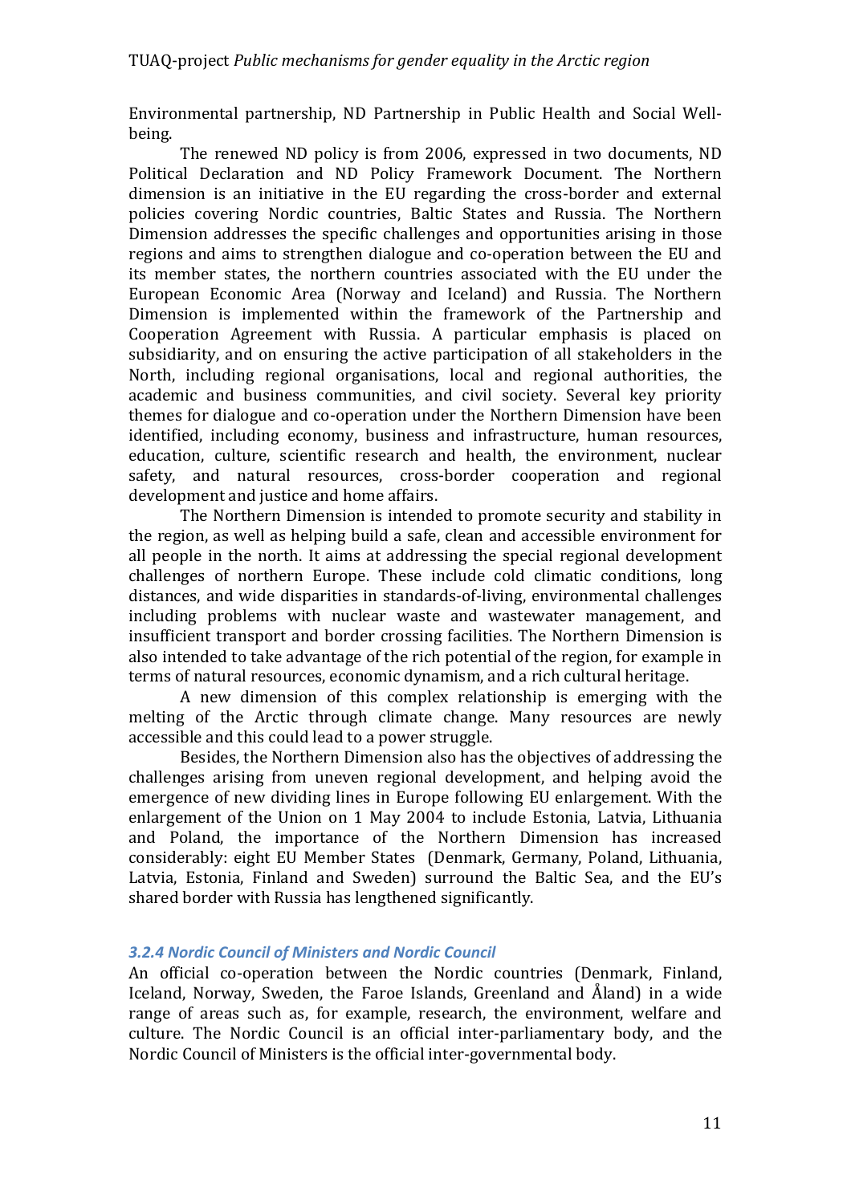Environmental partnership, ND Partnership in Public Health and Social Well-being.

The renewed ND policy is from 2006, expressed in two documents, ND Political Declaration and ND Policy Framework Document. The Northern dimension is an initiative in the EU regarding the cross-border and external policies covering Nordic countries, Baltic States and Russia. The Northern Dimension addresses the specific challenges and opportunities arising in those regions and aims to strengthen dialogue and co-operation between the EU and its member states, the northern countries associated with the EU under the European Economic Area (Norway and Iceland) and Russia. The Northern Dimension is implemented within the framework of the Partnership and Cooperation Agreement with Russia. A particular emphasis is placed on subsidiarity, and on ensuring the active participation of all stakeholders in the North, including regional organisations, local and regional authorities, the academic and business communities, and civil society. Several key priority themes for dialogue and co-operation under the Northern Dimension have been identified, including economy, business and infrastructure, human resources, education, culture, scientific research and health, the environment, nuclear safety, and natural resources, cross-border cooperation and regional development and justice and home affairs.

The Northern Dimension is intended to promote security and stability in the region, as well as helping build a safe, clean and accessible environment for all people in the north. It aims at addressing the special regional development challenges of northern Europe. These include cold climatic conditions, long distances, and wide disparities in standards-of-living, environmental challenges including problems with nuclear waste and wastewater management, and insufficient transport and border crossing facilities. The Northern Dimension is also intended to take advantage of the rich potential of the region, for example in terms of natural resources, economic dynamism, and a rich cultural heritage.

A new dimension of this complex relationship is emerging with the melting of the Arctic through climate change. Many resources are newly accessible and this could lead to a power struggle.

Besides, the Northern Dimension also has the objectives of addressing the challenges arising from uneven regional development, and helping avoid the emergence of new dividing lines in Europe following EU enlargement. With the enlargement of the Union on 1 May 2004 to include Estonia, Latvia, Lithuania and Poland, the importance of the Northern Dimension has increased considerably: eight EU Member States (Denmark, Germany, Poland, Lithuania, Latvia, Estonia, Finland and Sweden) surround the Baltic Sea, and the EU's shared border with Russia has lengthened significantly.

#### *3.2.4 Nordic Council of Ministers and Nordic Council*

An official co-operation between the Nordic countries (Denmark, Finland, Iceland, Norway, Sweden, the Faroe Islands, Greenland and Åland) in a wide range of areas such as, for example, research, the environment, welfare and culture. The Nordic Council is an official inter-parliamentary body, and the Nordic Council of Ministers is the official inter-governmental body.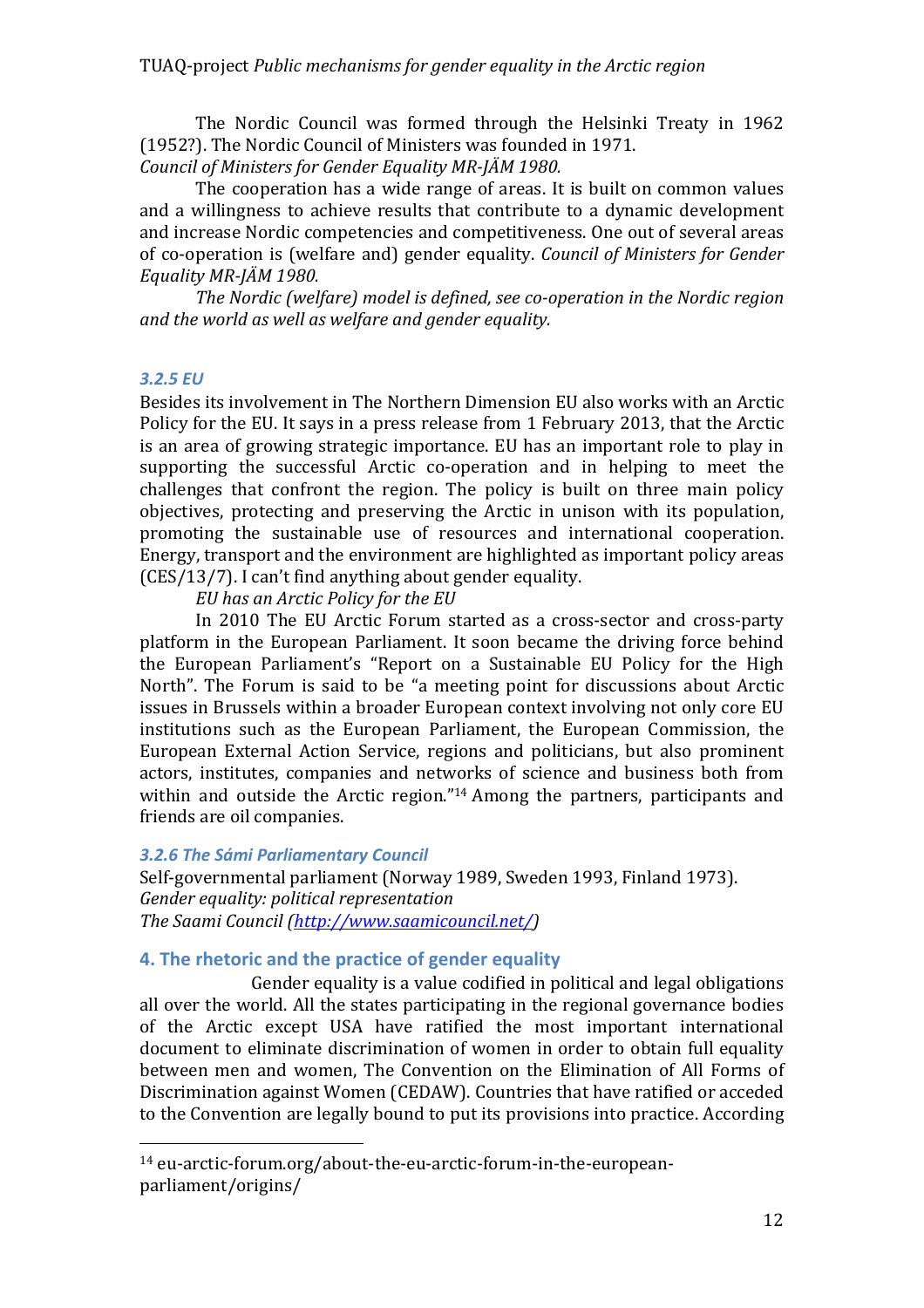The Nordic Council was formed through the Helsinki Treaty in 1962 (1952?). The Nordic Council of Ministers was founded in 1971.
*Council of Ministers for Gender Equality MR-JÄM 1980.*

The cooperation has a wide range of areas. It is built on common values and a willingness to achieve results that contribute to a dynamic development and increase Nordic competencies and competitiveness. One out of several areas of co-operation is (welfare and) gender equality. *Council of Ministers for Gender Equality MR-JÄM 1980.*

*The Nordic (welfare) model is defined, see co-operation in the Nordic region and the world as well as welfare and gender equality.*

### *3.2.5 EU*

Besides its involvement in The Northern Dimension EU also works with an Arctic Policy for the EU. It says in a press release from 1 February 2013, that the Arctic is an area of growing strategic importance. EU has an important role to play in supporting the successful Arctic co-operation and in helping to meet the challenges that confront the region. The policy is built on three main policy objectives, protecting and preserving the Arctic in unison with its population, promoting the sustainable use of resources and international cooperation. Energy, transport and the environment are highlighted as important policy areas (CES/13/7). I can't find anything about gender equality.

*EU has an Arctic Policy for the EU*

In 2010 The EU Arctic Forum started as a cross-sector and cross-party platform in the European Parliament. It soon became the driving force behind the European Parliament's "Report on a Sustainable EU Policy for the High North". The Forum is said to be "a meeting point for discussions about Arctic issues in Brussels within a broader European context involving not only core EU institutions such as the European Parliament, the European Commission, the European External Action Service, regions and politicians, but also prominent actors, institutes, companies and networks of science and business both from within and outside the Arctic region."[14] Among the partners, participants and friends are oil companies.

### *3.2.6 The Sámi Parliamentary Council*

Self-governmental parliament (Norway 1989, Sweden 1993, Finland 1973).
*Gender equality: political representation*
*The Saami Council (http://www.saamicouncil.net/)*

## 4. The rhetoric and the practice of gender equality

Gender equality is a value codified in political and legal obligations all over the world. All the states participating in the regional governance bodies of the Arctic except USA have ratified the most important international document to eliminate discrimination of women in order to obtain full equality between men and women, The Convention on the Elimination of All Forms of Discrimination against Women (CEDAW). Countries that have ratified or acceded to the Convention are legally bound to put its provisions into practice. According

[14] eu-arctic-forum.org/about-the-eu-arctic-forum-in-the-european-parliament/origins/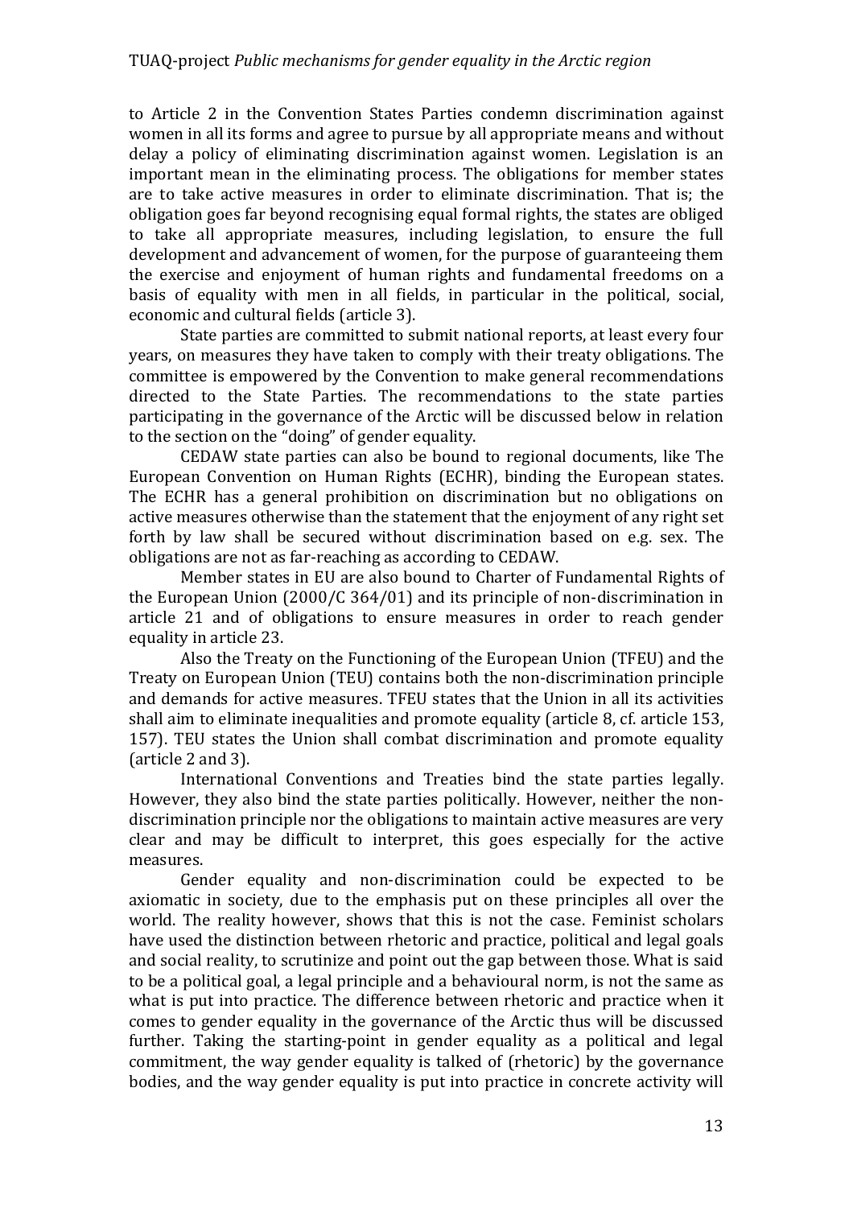to Article 2 in the Convention States Parties condemn discrimination against women in all its forms and agree to pursue by all appropriate means and without delay a policy of eliminating discrimination against women. Legislation is an important mean in the eliminating process. The obligations for member states are to take active measures in order to eliminate discrimination. That is; the obligation goes far beyond recognising equal formal rights, the states are obliged to take all appropriate measures, including legislation, to ensure the full development and advancement of women, for the purpose of guaranteeing them the exercise and enjoyment of human rights and fundamental freedoms on a basis of equality with men in all fields, in particular in the political, social, economic and cultural fields (article 3).

State parties are committed to submit national reports, at least every four years, on measures they have taken to comply with their treaty obligations. The committee is empowered by the Convention to make general recommendations directed to the State Parties. The recommendations to the state parties participating in the governance of the Arctic will be discussed below in relation to the section on the "doing" of gender equality.

CEDAW state parties can also be bound to regional documents, like The European Convention on Human Rights (ECHR), binding the European states. The ECHR has a general prohibition on discrimination but no obligations on active measures otherwise than the statement that the enjoyment of any right set forth by law shall be secured without discrimination based on e.g. sex. The obligations are not as far-reaching as according to CEDAW.

Member states in EU are also bound to Charter of Fundamental Rights of the European Union (2000/C 364/01) and its principle of non-discrimination in article 21 and of obligations to ensure measures in order to reach gender equality in article 23.

Also the Treaty on the Functioning of the European Union (TFEU) and the Treaty on European Union (TEU) contains both the non-discrimination principle and demands for active measures. TFEU states that the Union in all its activities shall aim to eliminate inequalities and promote equality (article 8, cf. article 153, 157). TEU states the Union shall combat discrimination and promote equality (article 2 and 3).

International Conventions and Treaties bind the state parties legally. However, they also bind the state parties politically. However, neither the non-discrimination principle nor the obligations to maintain active measures are very clear and may be difficult to interpret, this goes especially for the active measures.

Gender equality and non-discrimination could be expected to be axiomatic in society, due to the emphasis put on these principles all over the world. The reality however, shows that this is not the case. Feminist scholars have used the distinction between rhetoric and practice, political and legal goals and social reality, to scrutinize and point out the gap between those. What is said to be a political goal, a legal principle and a behavioural norm, is not the same as what is put into practice. The difference between rhetoric and practice when it comes to gender equality in the governance of the Arctic thus will be discussed further. Taking the starting-point in gender equality as a political and legal commitment, the way gender equality is talked of (rhetoric) by the governance bodies, and the way gender equality is put into practice in concrete activity will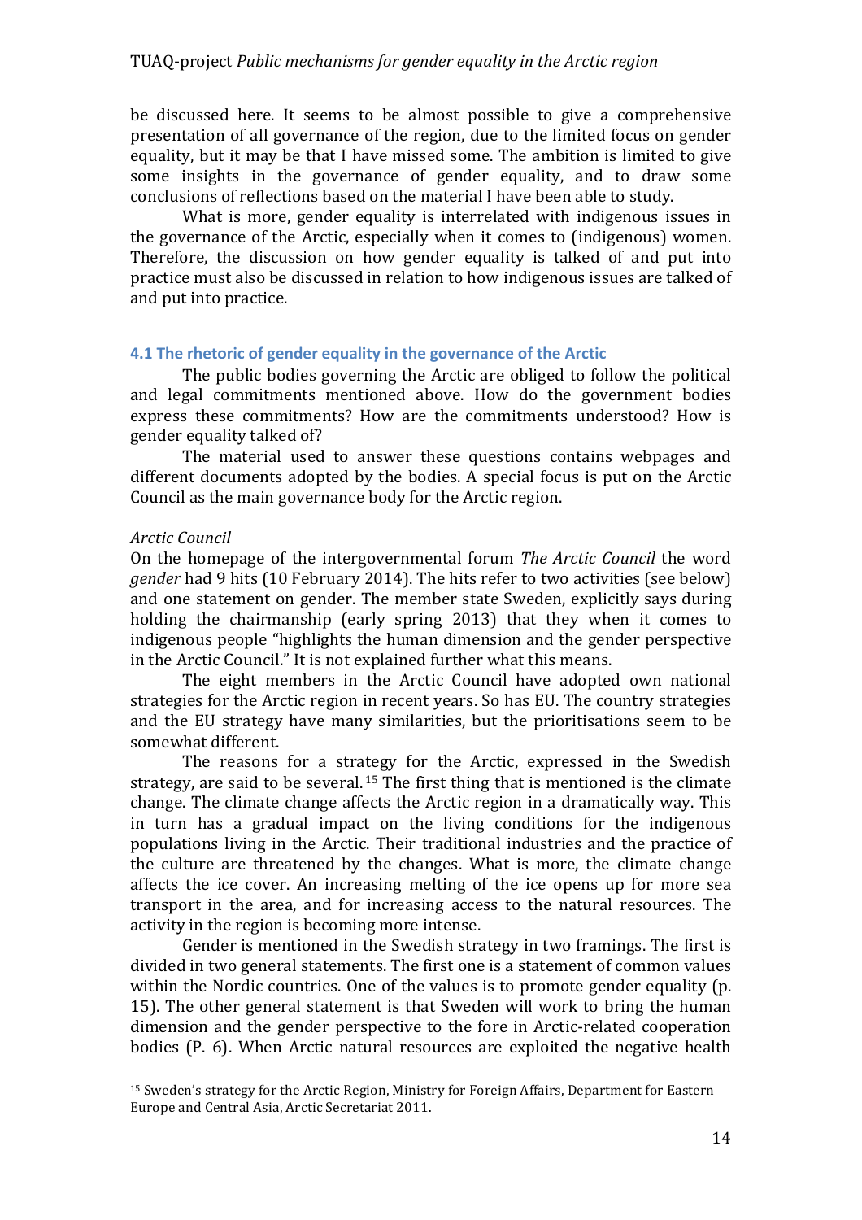be discussed here. It seems to be almost possible to give a comprehensive presentation of all governance of the region, due to the limited focus on gender equality, but it may be that I have missed some. The ambition is limited to give some insights in the governance of gender equality, and to draw some conclusions of reflections based on the material I have been able to study.

What is more, gender equality is interrelated with indigenous issues in the governance of the Arctic, especially when it comes to (indigenous) women. Therefore, the discussion on how gender equality is talked of and put into practice must also be discussed in relation to how indigenous issues are talked of and put into practice.

### 4.1 The rhetoric of gender equality in the governance of the Arctic

The public bodies governing the Arctic are obliged to follow the political and legal commitments mentioned above. How do the government bodies express these commitments? How are the commitments understood? How is gender equality talked of?

The material used to answer these questions contains webpages and different documents adopted by the bodies. A special focus is put on the Arctic Council as the main governance body for the Arctic region.

*Arctic Council*

On the homepage of the intergovernmental forum *The Arctic Council* the word *gender* had 9 hits (10 February 2014). The hits refer to two activities (see below) and one statement on gender. The member state Sweden, explicitly says during holding the chairmanship (early spring 2013) that they when it comes to indigenous people "highlights the human dimension and the gender perspective in the Arctic Council." It is not explained further what this means.

The eight members in the Arctic Council have adopted own national strategies for the Arctic region in recent years. So has EU. The country strategies and the EU strategy have many similarities, but the prioritisations seem to be somewhat different.

The reasons for a strategy for the Arctic, expressed in the Swedish strategy, are said to be several.[15] The first thing that is mentioned is the climate change. The climate change affects the Arctic region in a dramatically way. This in turn has a gradual impact on the living conditions for the indigenous populations living in the Arctic. Their traditional industries and the practice of the culture are threatened by the changes. What is more, the climate change affects the ice cover. An increasing melting of the ice opens up for more sea transport in the area, and for increasing access to the natural resources. The activity in the region is becoming more intense.

Gender is mentioned in the Swedish strategy in two framings. The first is divided in two general statements. The first one is a statement of common values within the Nordic countries. One of the values is to promote gender equality (p. 15). The other general statement is that Sweden will work to bring the human dimension and the gender perspective to the fore in Arctic-related cooperation bodies (P. 6). When Arctic natural resources are exploited the negative health

[15] Sweden's strategy for the Arctic Region, Ministry for Foreign Affairs, Department for Eastern Europe and Central Asia, Arctic Secretariat 2011.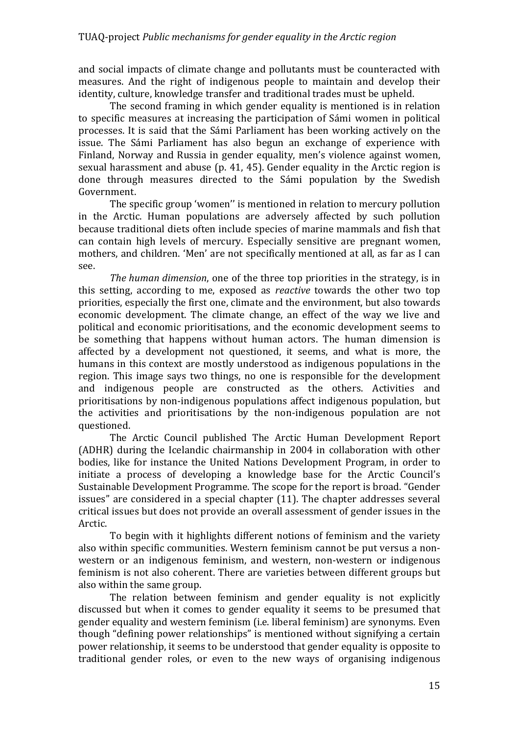and social impacts of climate change and pollutants must be counteracted with measures. And the right of indigenous people to maintain and develop their identity, culture, knowledge transfer and traditional trades must be upheld.

The second framing in which gender equality is mentioned is in relation to specific measures at increasing the participation of Sámi women in political processes. It is said that the Sámi Parliament has been working actively on the issue. The Sámi Parliament has also begun an exchange of experience with Finland, Norway and Russia in gender equality, men's violence against women, sexual harassment and abuse (p. 41, 45). Gender equality in the Arctic region is done through measures directed to the Sámi population by the Swedish Government.

The specific group 'women'' is mentioned in relation to mercury pollution in the Arctic. Human populations are adversely affected by such pollution because traditional diets often include species of marine mammals and fish that can contain high levels of mercury. Especially sensitive are pregnant women, mothers, and children. 'Men' are not specifically mentioned at all, as far as I can see.

*The human dimension*, one of the three top priorities in the strategy, is in this setting, according to me, exposed as *reactive* towards the other two top priorities, especially the first one, climate and the environment, but also towards economic development. The climate change, an effect of the way we live and political and economic prioritisations, and the economic development seems to be something that happens without human actors. The human dimension is affected by a development not questioned, it seems, and what is more, the humans in this context are mostly understood as indigenous populations in the region. This image says two things, no one is responsible for the development and indigenous people are constructed as the others. Activities and prioritisations by non-indigenous populations affect indigenous population, but the activities and prioritisations by the non-indigenous population are not questioned.

The Arctic Council published The Arctic Human Development Report (ADHR) during the Icelandic chairmanship in 2004 in collaboration with other bodies, like for instance the United Nations Development Program, in order to initiate a process of developing a knowledge base for the Arctic Council's Sustainable Development Programme. The scope for the report is broad. "Gender issues" are considered in a special chapter (11). The chapter addresses several critical issues but does not provide an overall assessment of gender issues in the Arctic.

To begin with it highlights different notions of feminism and the variety also within specific communities. Western feminism cannot be put versus a non-western or an indigenous feminism, and western, non-western or indigenous feminism is not also coherent. There are varieties between different groups but also within the same group.

The relation between feminism and gender equality is not explicitly discussed but when it comes to gender equality it seems to be presumed that gender equality and western feminism (i.e. liberal feminism) are synonyms. Even though "defining power relationships" is mentioned without signifying a certain power relationship, it seems to be understood that gender equality is opposite to traditional gender roles, or even to the new ways of organising indigenous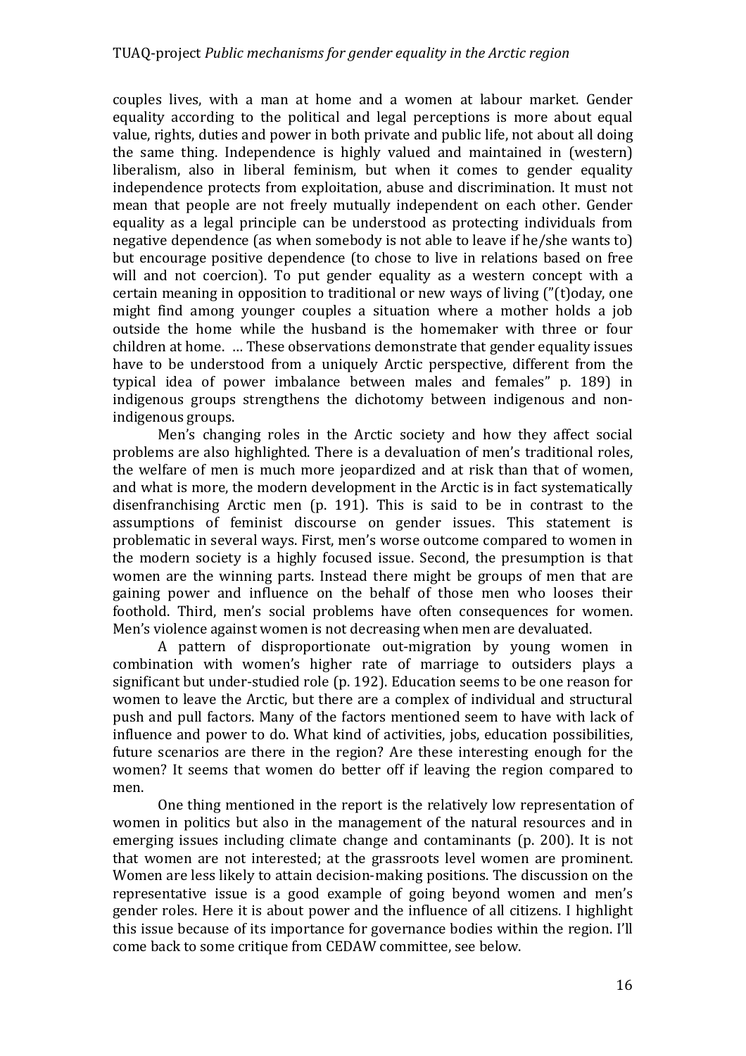couples lives, with a man at home and a women at labour market. Gender equality according to the political and legal perceptions is more about equal value, rights, duties and power in both private and public life, not about all doing the same thing. Independence is highly valued and maintained in (western) liberalism, also in liberal feminism, but when it comes to gender equality independence protects from exploitation, abuse and discrimination. It must not mean that people are not freely mutually independent on each other. Gender equality as a legal principle can be understood as protecting individuals from negative dependence (as when somebody is not able to leave if he/she wants to) but encourage positive dependence (to chose to live in relations based on free will and not coercion). To put gender equality as a western concept with a certain meaning in opposition to traditional or new ways of living ("(t)oday, one might find among younger couples a situation where a mother holds a job outside the home while the husband is the homemaker with three or four children at home. … These observations demonstrate that gender equality issues have to be understood from a uniquely Arctic perspective, different from the typical idea of power imbalance between males and females" p. 189) in indigenous groups strengthens the dichotomy between indigenous and non-indigenous groups.

Men's changing roles in the Arctic society and how they affect social problems are also highlighted. There is a devaluation of men's traditional roles, the welfare of men is much more jeopardized and at risk than that of women, and what is more, the modern development in the Arctic is in fact systematically disenfranchising Arctic men (p. 191). This is said to be in contrast to the assumptions of feminist discourse on gender issues. This statement is problematic in several ways. First, men's worse outcome compared to women in the modern society is a highly focused issue. Second, the presumption is that women are the winning parts. Instead there might be groups of men that are gaining power and influence on the behalf of those men who looses their foothold. Third, men's social problems have often consequences for women. Men's violence against women is not decreasing when men are devaluated.

A pattern of disproportionate out-migration by young women in combination with women's higher rate of marriage to outsiders plays a significant but under-studied role (p. 192). Education seems to be one reason for women to leave the Arctic, but there are a complex of individual and structural push and pull factors. Many of the factors mentioned seem to have with lack of influence and power to do. What kind of activities, jobs, education possibilities, future scenarios are there in the region? Are these interesting enough for the women? It seems that women do better off if leaving the region compared to men.

One thing mentioned in the report is the relatively low representation of women in politics but also in the management of the natural resources and in emerging issues including climate change and contaminants (p. 200). It is not that women are not interested; at the grassroots level women are prominent. Women are less likely to attain decision-making positions. The discussion on the representative issue is a good example of going beyond women and men's gender roles. Here it is about power and the influence of all citizens. I highlight this issue because of its importance for governance bodies within the region. I'll come back to some critique from CEDAW committee, see below.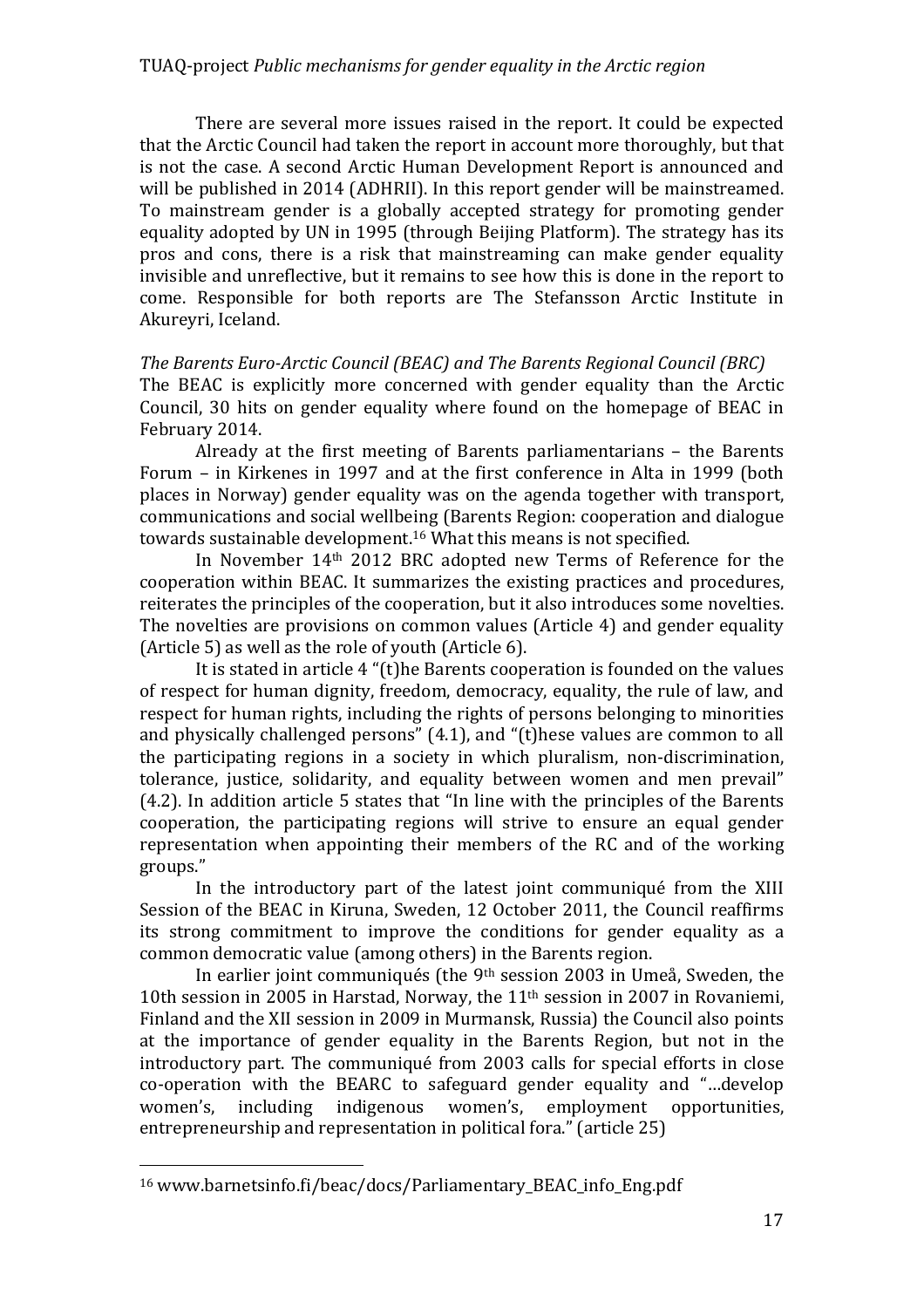There are several more issues raised in the report. It could be expected that the Arctic Council had taken the report in account more thoroughly, but that is not the case. A second Arctic Human Development Report is announced and will be published in 2014 (ADHRII). In this report gender will be mainstreamed. To mainstream gender is a globally accepted strategy for promoting gender equality adopted by UN in 1995 (through Beijing Platform). The strategy has its pros and cons, there is a risk that mainstreaming can make gender equality invisible and unreflective, but it remains to see how this is done in the report to come. Responsible for both reports are The Stefansson Arctic Institute in Akureyri, Iceland.

*The Barents Euro-Arctic Council (BEAC) and The Barents Regional Council (BRC)*

The BEAC is explicitly more concerned with gender equality than the Arctic Council, 30 hits on gender equality where found on the homepage of BEAC in February 2014.

Already at the first meeting of Barents parliamentarians – the Barents Forum – in Kirkenes in 1997 and at the first conference in Alta in 1999 (both places in Norway) gender equality was on the agenda together with transport, communications and social wellbeing (Barents Region: cooperation and dialogue towards sustainable development.[16] What this means is not specified.

In November 14th 2012 BRC adopted new Terms of Reference for the cooperation within BEAC. It summarizes the existing practices and procedures, reiterates the principles of the cooperation, but it also introduces some novelties. The novelties are provisions on common values (Article 4) and gender equality (Article 5) as well as the role of youth (Article 6).

It is stated in article 4 "(t)he Barents cooperation is founded on the values of respect for human dignity, freedom, democracy, equality, the rule of law, and respect for human rights, including the rights of persons belonging to minorities and physically challenged persons" (4.1), and "(t)hese values are common to all the participating regions in a society in which pluralism, non-discrimination, tolerance, justice, solidarity, and equality between women and men prevail" (4.2). In addition article 5 states that "In line with the principles of the Barents cooperation, the participating regions will strive to ensure an equal gender representation when appointing their members of the RC and of the working groups."

In the introductory part of the latest joint communiqué from the XIII Session of the BEAC in Kiruna, Sweden, 12 October 2011, the Council reaffirms its strong commitment to improve the conditions for gender equality as a common democratic value (among others) in the Barents region.

In earlier joint communiqués (the 9th session 2003 in Umeå, Sweden, the 10th session in 2005 in Harstad, Norway, the 11th session in 2007 in Rovaniemi, Finland and the XII session in 2009 in Murmansk, Russia) the Council also points at the importance of gender equality in the Barents Region, but not in the introductory part. The communiqué from 2003 calls for special efforts in close co-operation with the BEARC to safeguard gender equality and "…develop women's, including indigenous women's, employment opportunities, entrepreneurship and representation in political fora." (article 25)

[16] www.barnetsinfo.fi/beac/docs/Parliamentary_BEAC_info_Eng.pdf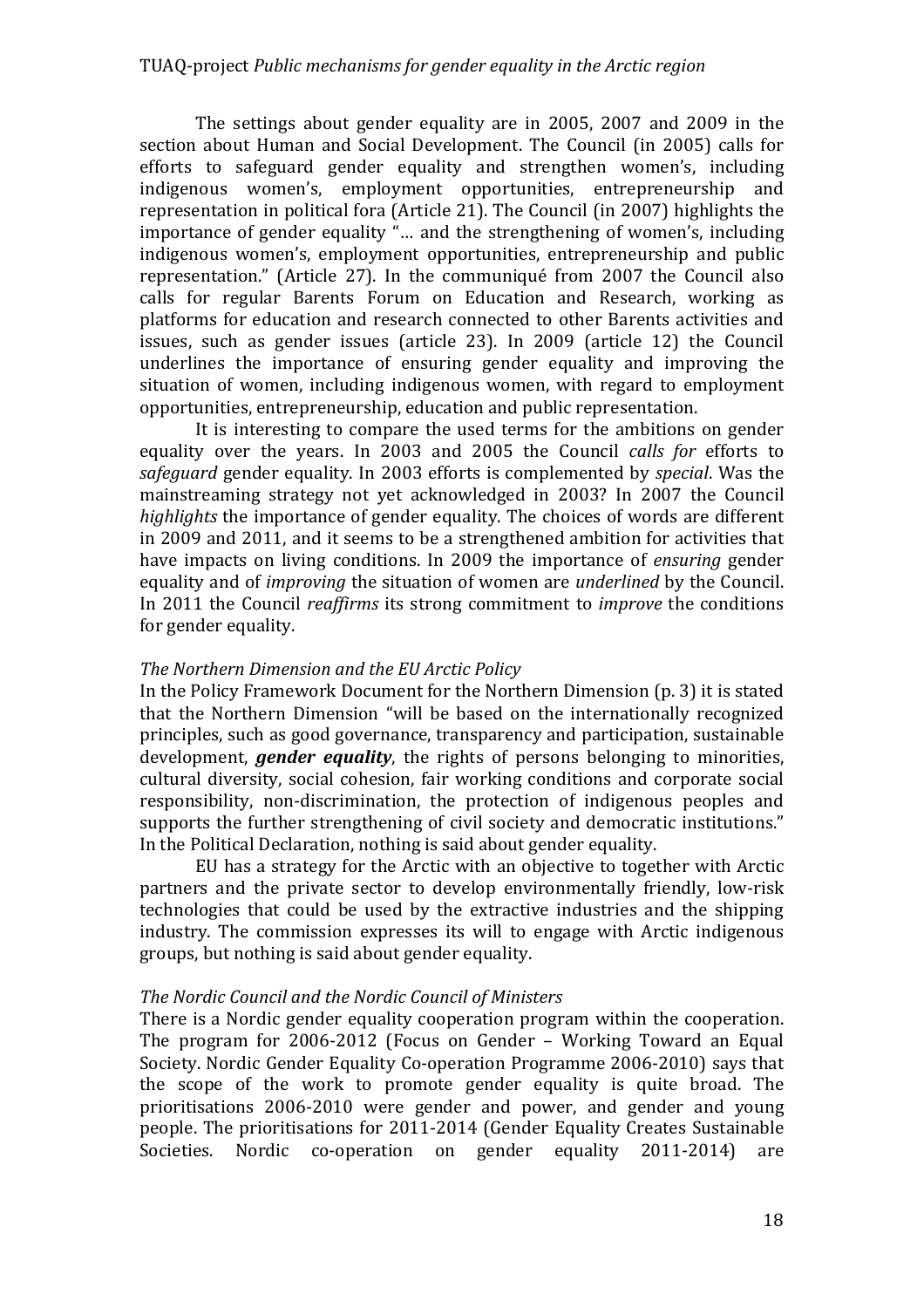The settings about gender equality are in 2005, 2007 and 2009 in the section about Human and Social Development. The Council (in 2005) calls for efforts to safeguard gender equality and strengthen women's, including indigenous women's, employment opportunities, entrepreneurship and representation in political fora (Article 21). The Council (in 2007) highlights the importance of gender equality "… and the strengthening of women's, including indigenous women's, employment opportunities, entrepreneurship and public representation." (Article 27). In the communiqué from 2007 the Council also calls for regular Barents Forum on Education and Research, working as platforms for education and research connected to other Barents activities and issues, such as gender issues (article 23). In 2009 (article 12) the Council underlines the importance of ensuring gender equality and improving the situation of women, including indigenous women, with regard to employment opportunities, entrepreneurship, education and public representation.

It is interesting to compare the used terms for the ambitions on gender equality over the years. In 2003 and 2005 the Council *calls for* efforts to *safeguard* gender equality. In 2003 efforts is complemented by *special*. Was the mainstreaming strategy not yet acknowledged in 2003? In 2007 the Council *highlights* the importance of gender equality. The choices of words are different in 2009 and 2011, and it seems to be a strengthened ambition for activities that have impacts on living conditions. In 2009 the importance of *ensuring* gender equality and of *improving* the situation of women are *underlined* by the Council. In 2011 the Council *reaffirms* its strong commitment to *improve* the conditions for gender equality.

*The Northern Dimension and the EU Arctic Policy*

In the Policy Framework Document for the Northern Dimension (p. 3) it is stated that the Northern Dimension "will be based on the internationally recognized principles, such as good governance, transparency and participation, sustainable development, ***gender equality***, the rights of persons belonging to minorities, cultural diversity, social cohesion, fair working conditions and corporate social responsibility, non-discrimination, the protection of indigenous peoples and supports the further strengthening of civil society and democratic institutions." In the Political Declaration, nothing is said about gender equality.

EU has a strategy for the Arctic with an objective to together with Arctic partners and the private sector to develop environmentally friendly, low-risk technologies that could be used by the extractive industries and the shipping industry. The commission expresses its will to engage with Arctic indigenous groups, but nothing is said about gender equality.

*The Nordic Council and the Nordic Council of Ministers*

There is a Nordic gender equality cooperation program within the cooperation. The program for 2006-2012 (Focus on Gender – Working Toward an Equal Society. Nordic Gender Equality Co-operation Programme 2006-2010) says that the scope of the work to promote gender equality is quite broad. The prioritisations 2006-2010 were gender and power, and gender and young people. The prioritisations for 2011-2014 (Gender Equality Creates Sustainable Societies. Nordic co-operation on gender equality 2011-2014) are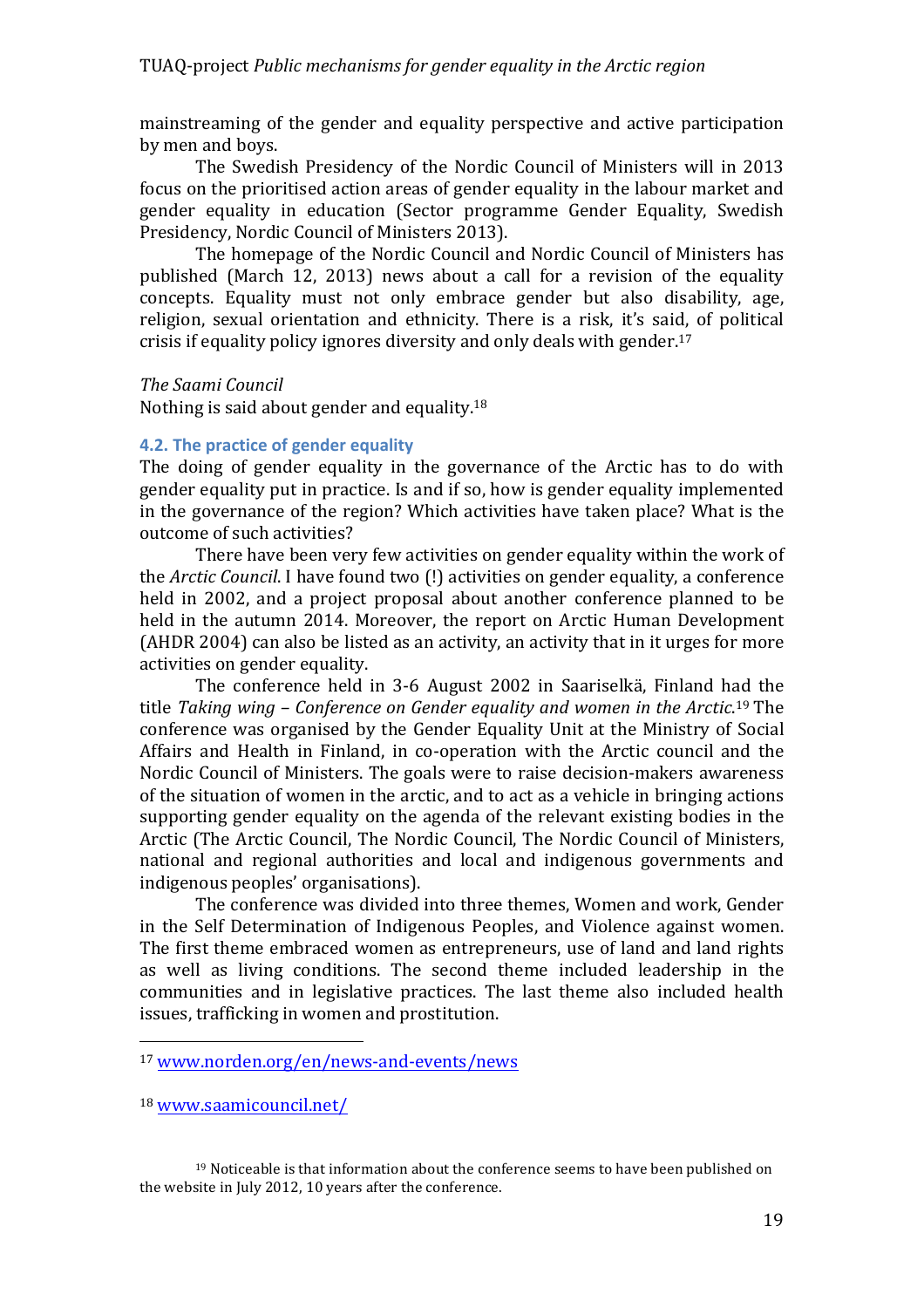mainstreaming of the gender and equality perspective and active participation by men and boys.

The Swedish Presidency of the Nordic Council of Ministers will in 2013 focus on the prioritised action areas of gender equality in the labour market and gender equality in education (Sector programme Gender Equality, Swedish Presidency, Nordic Council of Ministers 2013).

The homepage of the Nordic Council and Nordic Council of Ministers has published (March 12, 2013) news about a call for a revision of the equality concepts. Equality must not only embrace gender but also disability, age, religion, sexual orientation and ethnicity. There is a risk, it's said, of political crisis if equality policy ignores diversity and only deals with gender.[17]

*The Saami Council*

Nothing is said about gender and equality.[18]

### 4.2. The practice of gender equality

The doing of gender equality in the governance of the Arctic has to do with gender equality put in practice. Is and if so, how is gender equality implemented in the governance of the region? Which activities have taken place? What is the outcome of such activities?

There have been very few activities on gender equality within the work of the *Arctic Council*. I have found two (!) activities on gender equality, a conference held in 2002, and a project proposal about another conference planned to be held in the autumn 2014. Moreover, the report on Arctic Human Development (AHDR 2004) can also be listed as an activity, an activity that in it urges for more activities on gender equality.

The conference held in 3-6 August 2002 in Saariselkä, Finland had the title *Taking wing – Conference on Gender equality and women in the Arctic*.[19] The conference was organised by the Gender Equality Unit at the Ministry of Social Affairs and Health in Finland, in co-operation with the Arctic council and the Nordic Council of Ministers. The goals were to raise decision-makers awareness of the situation of women in the arctic, and to act as a vehicle in bringing actions supporting gender equality on the agenda of the relevant existing bodies in the Arctic (The Arctic Council, The Nordic Council, The Nordic Council of Ministers, national and regional authorities and local and indigenous governments and indigenous peoples' organisations).

The conference was divided into three themes, Women and work, Gender in the Self Determination of Indigenous Peoples, and Violence against women. The first theme embraced women as entrepreneurs, use of land and land rights as well as living conditions. The second theme included leadership in the communities and in legislative practices. The last theme also included health issues, trafficking in women and prostitution.

---

[17] www.norden.org/en/news-and-events/news

[18] www.saamicouncil.net/

[19] Noticeable is that information about the conference seems to have been published on the website in July 2012, 10 years after the conference.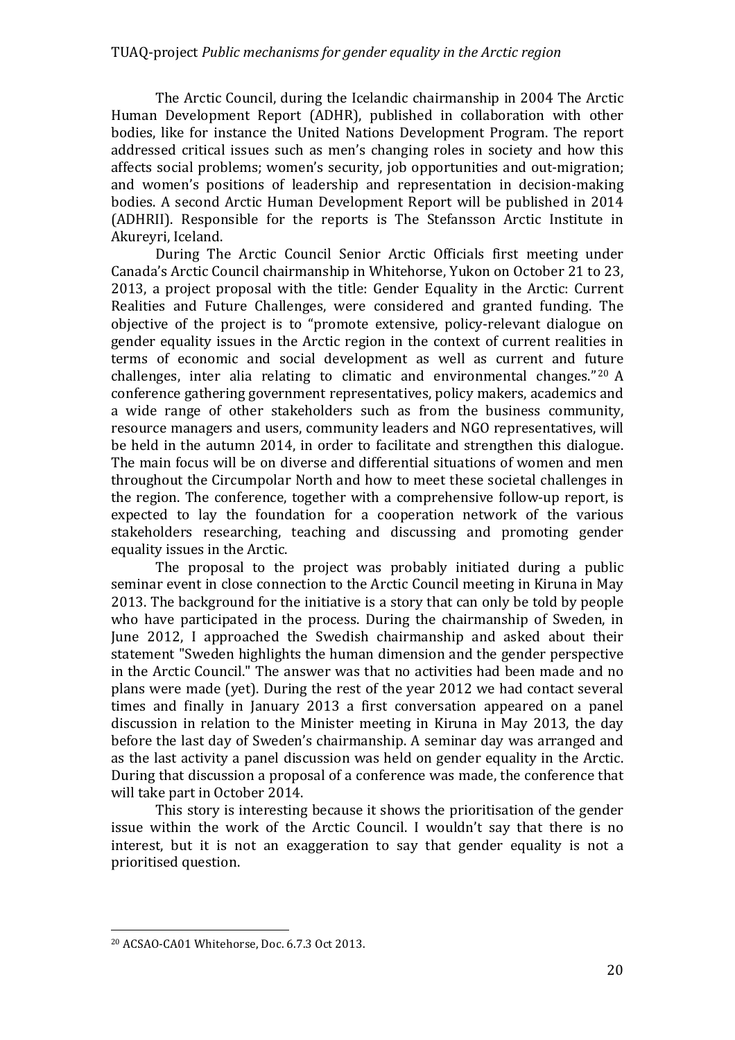The Arctic Council, during the Icelandic chairmanship in 2004 The Arctic Human Development Report (ADHR), published in collaboration with other bodies, like for instance the United Nations Development Program. The report addressed critical issues such as men's changing roles in society and how this affects social problems; women's security, job opportunities and out-migration; and women's positions of leadership and representation in decision-making bodies. A second Arctic Human Development Report will be published in 2014 (ADHRII). Responsible for the reports is The Stefansson Arctic Institute in Akureyri, Iceland.

During The Arctic Council Senior Arctic Officials first meeting under Canada's Arctic Council chairmanship in Whitehorse, Yukon on October 21 to 23, 2013, a project proposal with the title: Gender Equality in the Arctic: Current Realities and Future Challenges, were considered and granted funding. The objective of the project is to "promote extensive, policy-relevant dialogue on gender equality issues in the Arctic region in the context of current realities in terms of economic and social development as well as current and future challenges, inter alia relating to climatic and environmental changes."[20] A conference gathering government representatives, policy makers, academics and a wide range of other stakeholders such as from the business community, resource managers and users, community leaders and NGO representatives, will be held in the autumn 2014, in order to facilitate and strengthen this dialogue. The main focus will be on diverse and differential situations of women and men throughout the Circumpolar North and how to meet these societal challenges in the region. The conference, together with a comprehensive follow-up report, is expected to lay the foundation for a cooperation network of the various stakeholders researching, teaching and discussing and promoting gender equality issues in the Arctic.

The proposal to the project was probably initiated during a public seminar event in close connection to the Arctic Council meeting in Kiruna in May 2013. The background for the initiative is a story that can only be told by people who have participated in the process. During the chairmanship of Sweden, in June 2012, I approached the Swedish chairmanship and asked about their statement "Sweden highlights the human dimension and the gender perspective in the Arctic Council." The answer was that no activities had been made and no plans were made (yet). During the rest of the year 2012 we had contact several times and finally in January 2013 a first conversation appeared on a panel discussion in relation to the Minister meeting in Kiruna in May 2013, the day before the last day of Sweden's chairmanship. A seminar day was arranged and as the last activity a panel discussion was held on gender equality in the Arctic. During that discussion a proposal of a conference was made, the conference that will take part in October 2014.

This story is interesting because it shows the prioritisation of the gender issue within the work of the Arctic Council. I wouldn't say that there is no interest, but it is not an exaggeration to say that gender equality is not a prioritised question.

---

[20] ACSAO-CA01 Whitehorse, Doc. 6.7.3 Oct 2013.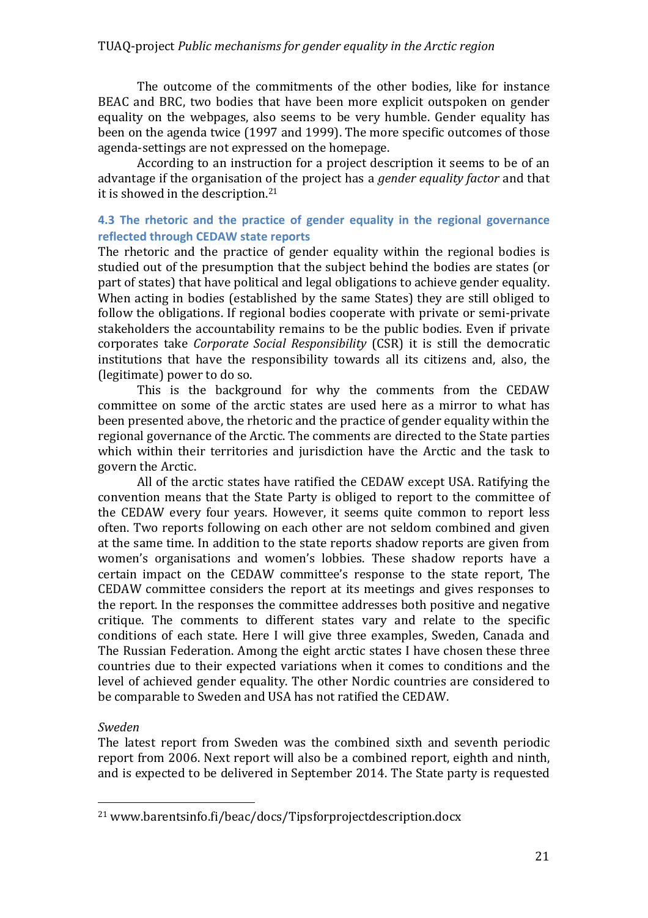The outcome of the commitments of the other bodies, like for instance BEAC and BRC, two bodies that have been more explicit outspoken on gender equality on the webpages, also seems to be very humble. Gender equality has been on the agenda twice (1997 and 1999). The more specific outcomes of those agenda-settings are not expressed on the homepage.

According to an instruction for a project description it seems to be of an advantage if the organisation of the project has a *gender equality factor* and that it is showed in the description.[21]

### 4.3 The rhetoric and the practice of gender equality in the regional governance reflected through CEDAW state reports

The rhetoric and the practice of gender equality within the regional bodies is studied out of the presumption that the subject behind the bodies are states (or part of states) that have political and legal obligations to achieve gender equality. When acting in bodies (established by the same States) they are still obliged to follow the obligations. If regional bodies cooperate with private or semi-private stakeholders the accountability remains to be the public bodies. Even if private corporates take *Corporate Social Responsibility* (CSR) it is still the democratic institutions that have the responsibility towards all its citizens and, also, the (legitimate) power to do so.

This is the background for why the comments from the CEDAW committee on some of the arctic states are used here as a mirror to what has been presented above, the rhetoric and the practice of gender equality within the regional governance of the Arctic. The comments are directed to the State parties which within their territories and jurisdiction have the Arctic and the task to govern the Arctic.

All of the arctic states have ratified the CEDAW except USA. Ratifying the convention means that the State Party is obliged to report to the committee of the CEDAW every four years. However, it seems quite common to report less often. Two reports following on each other are not seldom combined and given at the same time. In addition to the state reports shadow reports are given from women's organisations and women's lobbies. These shadow reports have a certain impact on the CEDAW committee's response to the state report, The CEDAW committee considers the report at its meetings and gives responses to the report. In the responses the committee addresses both positive and negative critique. The comments to different states vary and relate to the specific conditions of each state. Here I will give three examples, Sweden, Canada and The Russian Federation. Among the eight arctic states I have chosen these three countries due to their expected variations when it comes to conditions and the level of achieved gender equality. The other Nordic countries are considered to be comparable to Sweden and USA has not ratified the CEDAW.

*Sweden*

The latest report from Sweden was the combined sixth and seventh periodic report from 2006. Next report will also be a combined report, eighth and ninth, and is expected to be delivered in September 2014. The State party is requested

---

[21] www.barentsinfo.fi/beac/docs/Tipsforprojectdescription.docx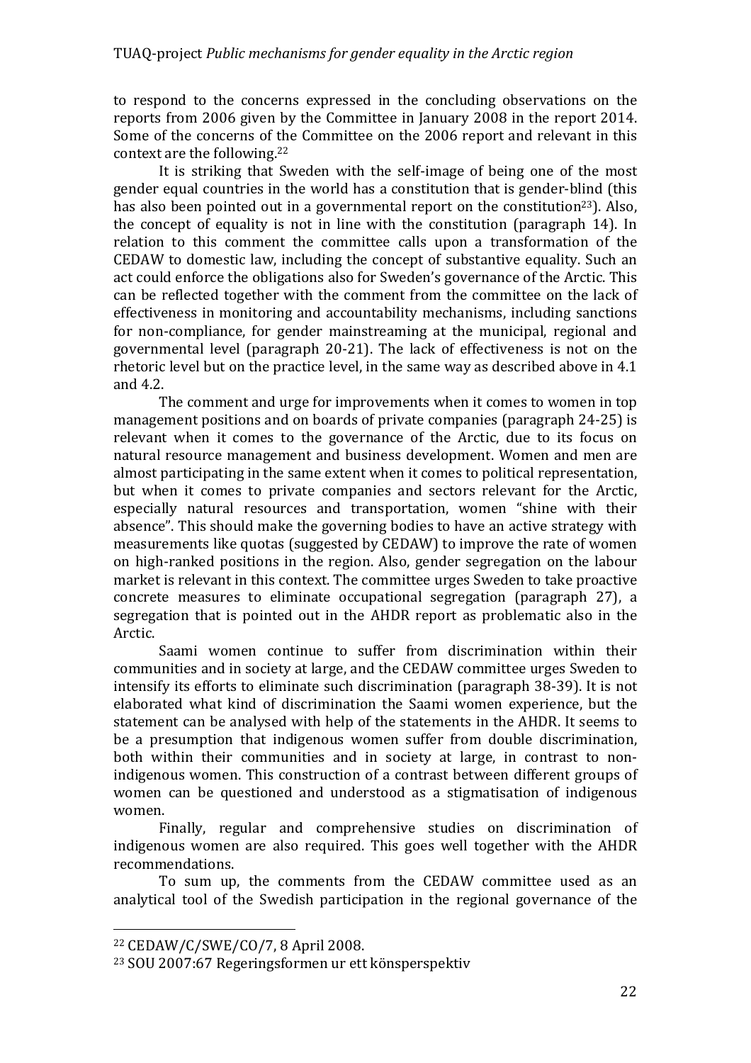to respond to the concerns expressed in the concluding observations on the reports from 2006 given by the Committee in January 2008 in the report 2014. Some of the concerns of the Committee on the 2006 report and relevant in this context are the following.[22]

It is striking that Sweden with the self-image of being one of the most gender equal countries in the world has a constitution that is gender-blind (this has also been pointed out in a governmental report on the constitution[23]). Also, the concept of equality is not in line with the constitution (paragraph 14). In relation to this comment the committee calls upon a transformation of the CEDAW to domestic law, including the concept of substantive equality. Such an act could enforce the obligations also for Sweden's governance of the Arctic. This can be reflected together with the comment from the committee on the lack of effectiveness in monitoring and accountability mechanisms, including sanctions for non-compliance, for gender mainstreaming at the municipal, regional and governmental level (paragraph 20-21). The lack of effectiveness is not on the rhetoric level but on the practice level, in the same way as described above in 4.1 and 4.2.

The comment and urge for improvements when it comes to women in top management positions and on boards of private companies (paragraph 24-25) is relevant when it comes to the governance of the Arctic, due to its focus on natural resource management and business development. Women and men are almost participating in the same extent when it comes to political representation, but when it comes to private companies and sectors relevant for the Arctic, especially natural resources and transportation, women "shine with their absence". This should make the governing bodies to have an active strategy with measurements like quotas (suggested by CEDAW) to improve the rate of women on high-ranked positions in the region. Also, gender segregation on the labour market is relevant in this context. The committee urges Sweden to take proactive concrete measures to eliminate occupational segregation (paragraph 27), a segregation that is pointed out in the AHDR report as problematic also in the Arctic.

Saami women continue to suffer from discrimination within their communities and in society at large, and the CEDAW committee urges Sweden to intensify its efforts to eliminate such discrimination (paragraph 38-39). It is not elaborated what kind of discrimination the Saami women experience, but the statement can be analysed with help of the statements in the AHDR. It seems to be a presumption that indigenous women suffer from double discrimination, both within their communities and in society at large, in contrast to non-indigenous women. This construction of a contrast between different groups of women can be questioned and understood as a stigmatisation of indigenous women.

Finally, regular and comprehensive studies on discrimination of indigenous women are also required. This goes well together with the AHDR recommendations.

To sum up, the comments from the CEDAW committee used as an analytical tool of the Swedish participation in the regional governance of the

---

[22] CEDAW/C/SWE/CO/7, 8 April 2008.

[23] SOU 2007:67 Regeringsformen ur ett könsperspektiv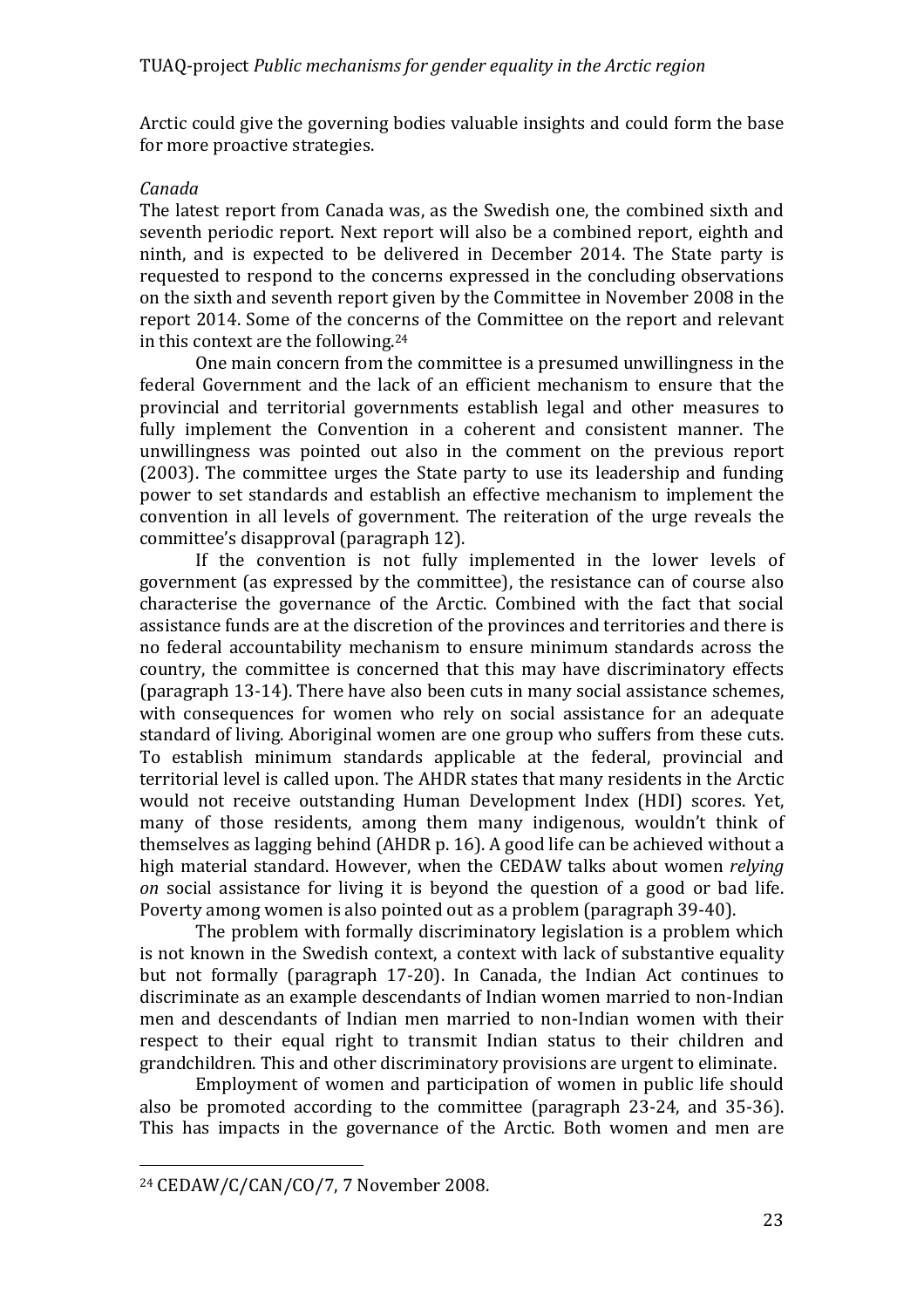Arctic could give the governing bodies valuable insights and could form the base for more proactive strategies.

*Canada*

The latest report from Canada was, as the Swedish one, the combined sixth and seventh periodic report. Next report will also be a combined report, eighth and ninth, and is expected to be delivered in December 2014. The State party is requested to respond to the concerns expressed in the concluding observations on the sixth and seventh report given by the Committee in November 2008 in the report 2014. Some of the concerns of the Committee on the report and relevant in this context are the following.[24]

One main concern from the committee is a presumed unwillingness in the federal Government and the lack of an efficient mechanism to ensure that the provincial and territorial governments establish legal and other measures to fully implement the Convention in a coherent and consistent manner. The unwillingness was pointed out also in the comment on the previous report (2003). The committee urges the State party to use its leadership and funding power to set standards and establish an effective mechanism to implement the convention in all levels of government. The reiteration of the urge reveals the committee's disapproval (paragraph 12).

If the convention is not fully implemented in the lower levels of government (as expressed by the committee), the resistance can of course also characterise the governance of the Arctic. Combined with the fact that social assistance funds are at the discretion of the provinces and territories and there is no federal accountability mechanism to ensure minimum standards across the country, the committee is concerned that this may have discriminatory effects (paragraph 13-14). There have also been cuts in many social assistance schemes, with consequences for women who rely on social assistance for an adequate standard of living. Aboriginal women are one group who suffers from these cuts. To establish minimum standards applicable at the federal, provincial and territorial level is called upon. The AHDR states that many residents in the Arctic would not receive outstanding Human Development Index (HDI) scores. Yet, many of those residents, among them many indigenous, wouldn't think of themselves as lagging behind (AHDR p. 16). A good life can be achieved without a high material standard. However, when the CEDAW talks about women *relying on* social assistance for living it is beyond the question of a good or bad life. Poverty among women is also pointed out as a problem (paragraph 39-40).

The problem with formally discriminatory legislation is a problem which is not known in the Swedish context, a context with lack of substantive equality but not formally (paragraph 17-20). In Canada, the Indian Act continues to discriminate as an example descendants of Indian women married to non-Indian men and descendants of Indian men married to non-Indian women with their respect to their equal right to transmit Indian status to their children and grandchildren. This and other discriminatory provisions are urgent to eliminate.

Employment of women and participation of women in public life should also be promoted according to the committee (paragraph 23-24, and 35-36). This has impacts in the governance of the Arctic. Both women and men are

---

[24] CEDAW/C/CAN/CO/7, 7 November 2008.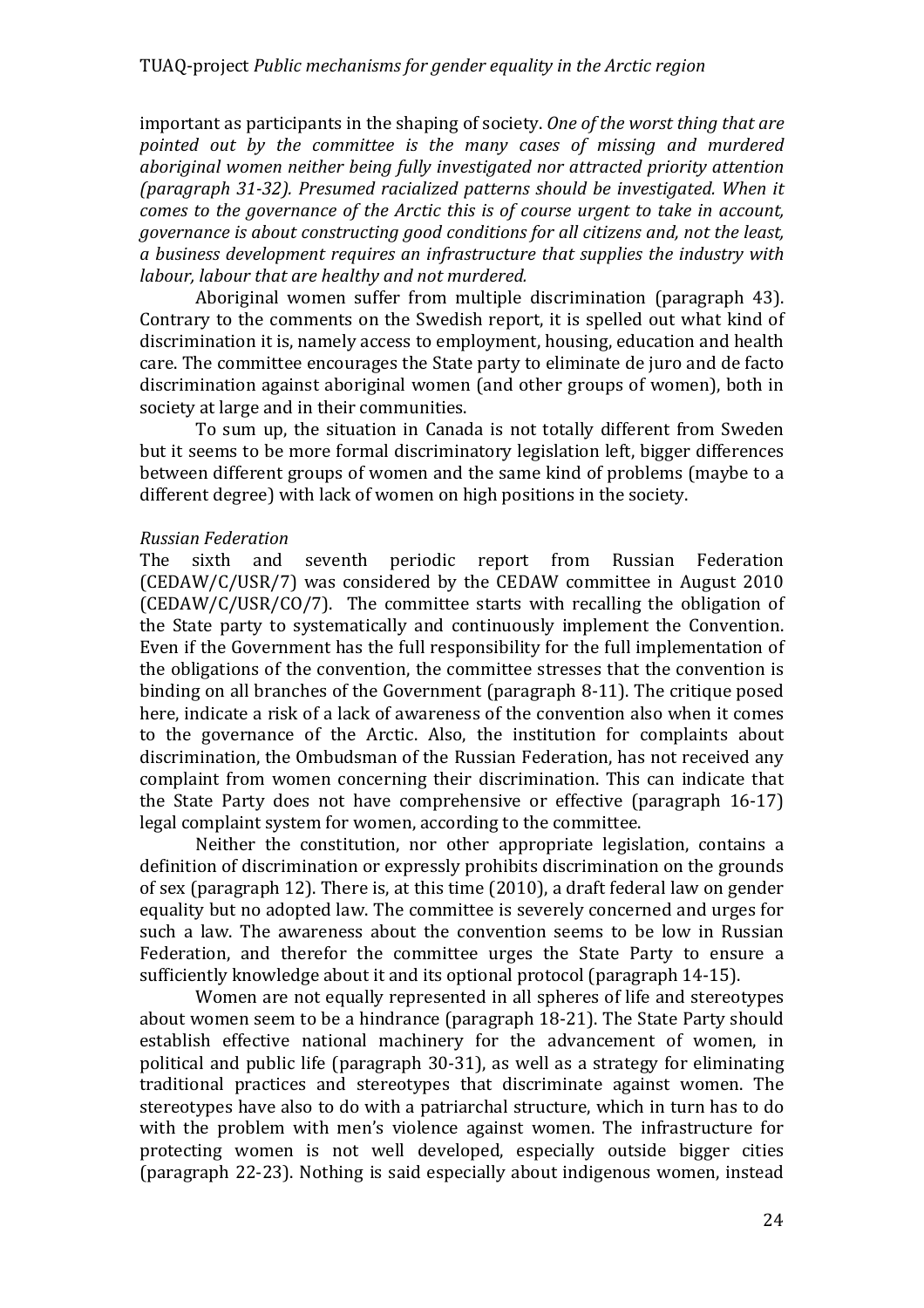important as participants in the shaping of society. *One of the worst thing that are pointed out by the committee is the many cases of missing and murdered aboriginal women neither being fully investigated nor attracted priority attention (paragraph 31-32). Presumed racialized patterns should be investigated. When it comes to the governance of the Arctic this is of course urgent to take in account, governance is about constructing good conditions for all citizens and, not the least, a business development requires an infrastructure that supplies the industry with labour, labour that are healthy and not murdered.*

Aboriginal women suffer from multiple discrimination (paragraph 43). Contrary to the comments on the Swedish report, it is spelled out what kind of discrimination it is, namely access to employment, housing, education and health care. The committee encourages the State party to eliminate de juro and de facto discrimination against aboriginal women (and other groups of women), both in society at large and in their communities.

To sum up, the situation in Canada is not totally different from Sweden but it seems to be more formal discriminatory legislation left, bigger differences between different groups of women and the same kind of problems (maybe to a different degree) with lack of women on high positions in the society.

*Russian Federation*

The sixth and seventh periodic report from Russian Federation (CEDAW/C/USR/7) was considered by the CEDAW committee in August 2010 (CEDAW/C/USR/CO/7). The committee starts with recalling the obligation of the State party to systematically and continuously implement the Convention. Even if the Government has the full responsibility for the full implementation of the obligations of the convention, the committee stresses that the convention is binding on all branches of the Government (paragraph 8-11). The critique posed here, indicate a risk of a lack of awareness of the convention also when it comes to the governance of the Arctic. Also, the institution for complaints about discrimination, the Ombudsman of the Russian Federation, has not received any complaint from women concerning their discrimination. This can indicate that the State Party does not have comprehensive or effective (paragraph 16-17) legal complaint system for women, according to the committee.

Neither the constitution, nor other appropriate legislation, contains a definition of discrimination or expressly prohibits discrimination on the grounds of sex (paragraph 12). There is, at this time (2010), a draft federal law on gender equality but no adopted law. The committee is severely concerned and urges for such a law. The awareness about the convention seems to be low in Russian Federation, and therefor the committee urges the State Party to ensure a sufficiently knowledge about it and its optional protocol (paragraph 14-15).

Women are not equally represented in all spheres of life and stereotypes about women seem to be a hindrance (paragraph 18-21). The State Party should establish effective national machinery for the advancement of women, in political and public life (paragraph 30-31), as well as a strategy for eliminating traditional practices and stereotypes that discriminate against women. The stereotypes have also to do with a patriarchal structure, which in turn has to do with the problem with men's violence against women. The infrastructure for protecting women is not well developed, especially outside bigger cities (paragraph 22-23). Nothing is said especially about indigenous women, instead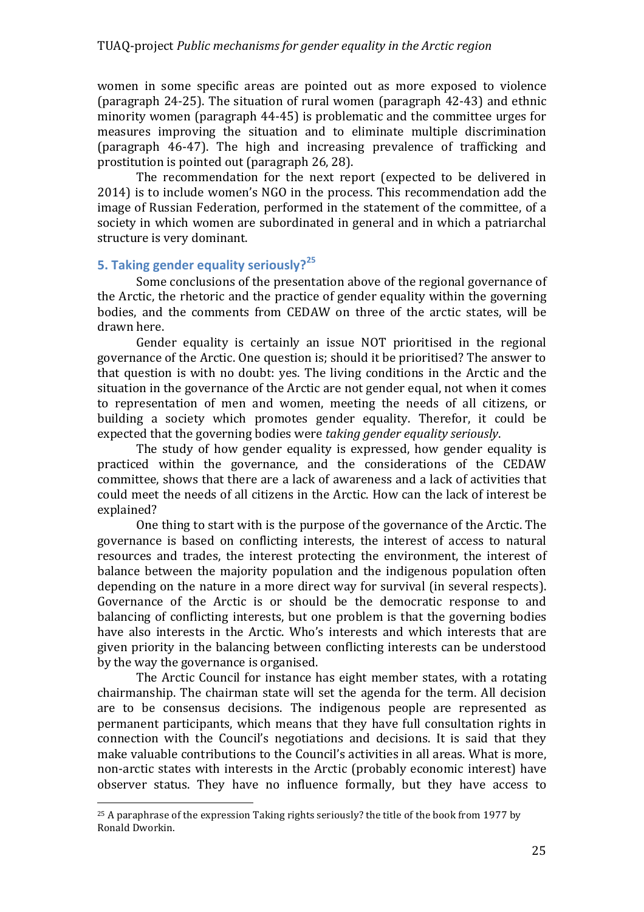women in some specific areas are pointed out as more exposed to violence (paragraph 24-25). The situation of rural women (paragraph 42-43) and ethnic minority women (paragraph 44-45) is problematic and the committee urges for measures improving the situation and to eliminate multiple discrimination (paragraph 46-47). The high and increasing prevalence of trafficking and prostitution is pointed out (paragraph 26, 28).

The recommendation for the next report (expected to be delivered in 2014) is to include women's NGO in the process. This recommendation add the image of Russian Federation, performed in the statement of the committee, of a society in which women are subordinated in general and in which a patriarchal structure is very dominant.

## 5. Taking gender equality seriously?[25]

Some conclusions of the presentation above of the regional governance of the Arctic, the rhetoric and the practice of gender equality within the governing bodies, and the comments from CEDAW on three of the arctic states, will be drawn here.

Gender equality is certainly an issue NOT prioritised in the regional governance of the Arctic. One question is; should it be prioritised? The answer to that question is with no doubt: yes. The living conditions in the Arctic and the situation in the governance of the Arctic are not gender equal, not when it comes to representation of men and women, meeting the needs of all citizens, or building a society which promotes gender equality. Therefor, it could be expected that the governing bodies were *taking gender equality seriously*.

The study of how gender equality is expressed, how gender equality is practiced within the governance, and the considerations of the CEDAW committee, shows that there are a lack of awareness and a lack of activities that could meet the needs of all citizens in the Arctic. How can the lack of interest be explained?

One thing to start with is the purpose of the governance of the Arctic. The governance is based on conflicting interests, the interest of access to natural resources and trades, the interest protecting the environment, the interest of balance between the majority population and the indigenous population often depending on the nature in a more direct way for survival (in several respects). Governance of the Arctic is or should be the democratic response to and balancing of conflicting interests, but one problem is that the governing bodies have also interests in the Arctic. Who's interests and which interests that are given priority in the balancing between conflicting interests can be understood by the way the governance is organised.

The Arctic Council for instance has eight member states, with a rotating chairmanship. The chairman state will set the agenda for the term. All decision are to be consensus decisions. The indigenous people are represented as permanent participants, which means that they have full consultation rights in connection with the Council's negotiations and decisions. It is said that they make valuable contributions to the Council's activities in all areas. What is more, non-arctic states with interests in the Arctic (probably economic interest) have observer status. They have no influence formally, but they have access to

[25] A paraphrase of the expression Taking rights seriously? the title of the book from 1977 by Ronald Dworkin.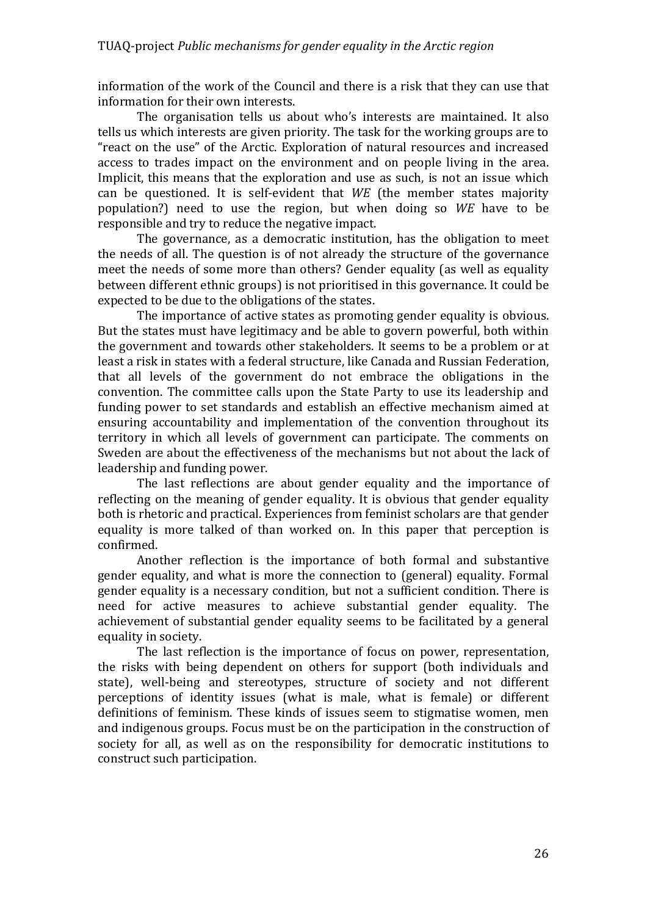information of the work of the Council and there is a risk that they can use that information for their own interests.

The organisation tells us about who's interests are maintained. It also tells us which interests are given priority. The task for the working groups are to "react on the use" of the Arctic. Exploration of natural resources and increased access to trades impact on the environment and on people living in the area. Implicit, this means that the exploration and use as such, is not an issue which can be questioned. It is self-evident that *WE* (the member states majority population?) need to use the region, but when doing so *WE* have to be responsible and try to reduce the negative impact.

The governance, as a democratic institution, has the obligation to meet the needs of all. The question is of not already the structure of the governance meet the needs of some more than others? Gender equality (as well as equality between different ethnic groups) is not prioritised in this governance. It could be expected to be due to the obligations of the states.

The importance of active states as promoting gender equality is obvious. But the states must have legitimacy and be able to govern powerful, both within the government and towards other stakeholders. It seems to be a problem or at least a risk in states with a federal structure, like Canada and Russian Federation, that all levels of the government do not embrace the obligations in the convention. The committee calls upon the State Party to use its leadership and funding power to set standards and establish an effective mechanism aimed at ensuring accountability and implementation of the convention throughout its territory in which all levels of government can participate. The comments on Sweden are about the effectiveness of the mechanisms but not about the lack of leadership and funding power.

The last reflections are about gender equality and the importance of reflecting on the meaning of gender equality. It is obvious that gender equality both is rhetoric and practical. Experiences from feminist scholars are that gender equality is more talked of than worked on. In this paper that perception is confirmed.

Another reflection is the importance of both formal and substantive gender equality, and what is more the connection to (general) equality. Formal gender equality is a necessary condition, but not a sufficient condition. There is need for active measures to achieve substantial gender equality. The achievement of substantial gender equality seems to be facilitated by a general equality in society.

The last reflection is the importance of focus on power, representation, the risks with being dependent on others for support (both individuals and state), well-being and stereotypes, structure of society and not different perceptions of identity issues (what is male, what is female) or different definitions of feminism. These kinds of issues seem to stigmatise women, men and indigenous groups. Focus must be on the participation in the construction of society for all, as well as on the responsibility for democratic institutions to construct such participation.